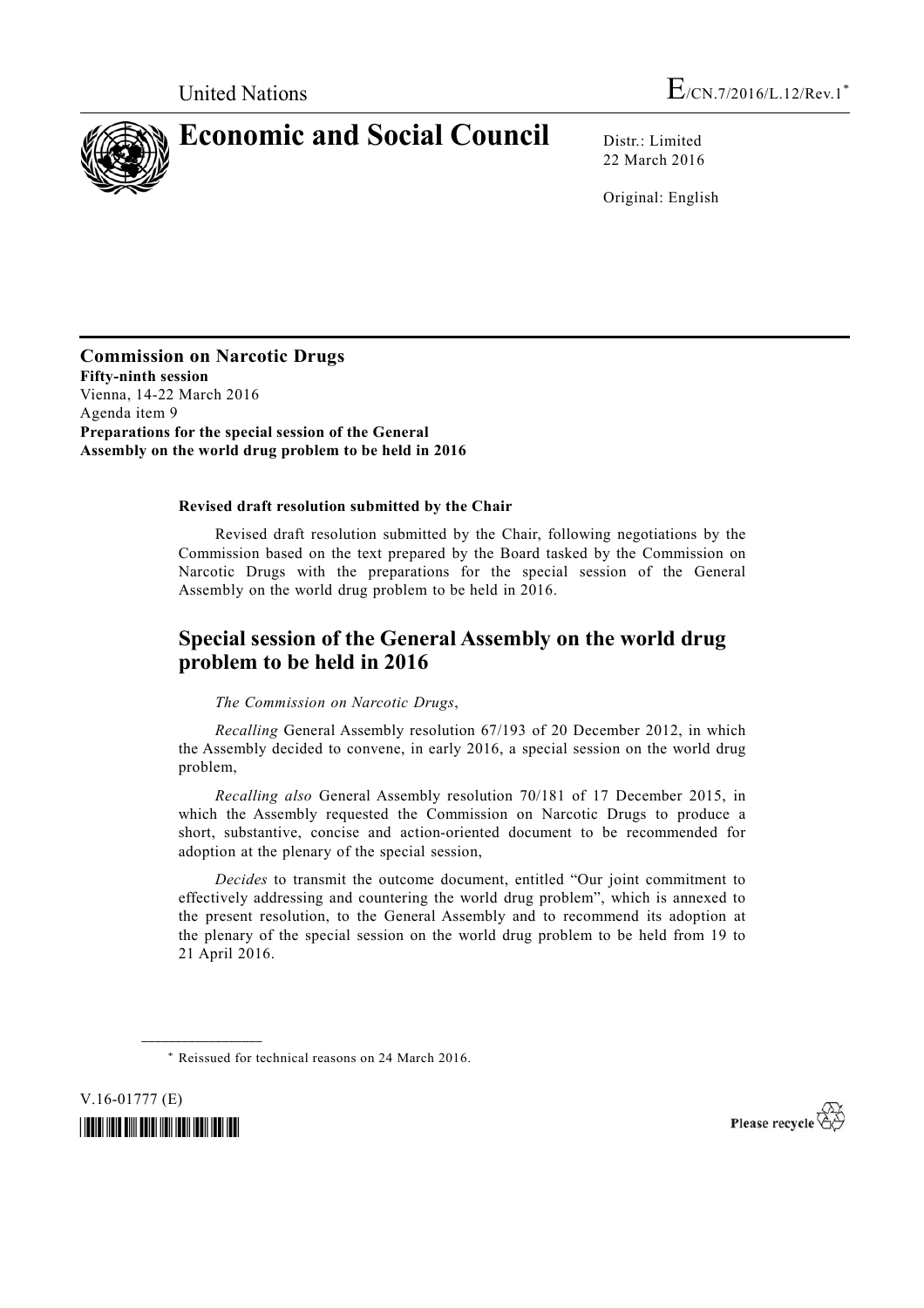United Nations E/CN.7/2016/L.12/Rev.1[*]

# Economic and Social Council

Distr.: Limited
22 March 2016

Original: English

**Commission on Narcotic Drugs**
**Fifty-ninth session**
Vienna, 14-22 March 2016
Agenda item 9
**Preparations for the special session of the General Assembly on the world drug problem to be held in 2016**

**Revised draft resolution submitted by the Chair**

Revised draft resolution submitted by the Chair, following negotiations by the Commission based on the text prepared by the Board tasked by the Commission on Narcotic Drugs with the preparations for the special session of the General Assembly on the world drug problem to be held in 2016.

## Special session of the General Assembly on the world drug problem to be held in 2016

*The Commission on Narcotic Drugs*,

*Recalling* General Assembly resolution 67/193 of 20 December 2012, in which the Assembly decided to convene, in early 2016, a special session on the world drug problem,

*Recalling also* General Assembly resolution 70/181 of 17 December 2015, in which the Assembly requested the Commission on Narcotic Drugs to produce a short, substantive, concise and action-oriented document to be recommended for adoption at the plenary of the special session,

*Decides* to transmit the outcome document, entitled "Our joint commitment to effectively addressing and countering the world drug problem", which is annexed to the present resolution, to the General Assembly and to recommend its adoption at the plenary of the special session on the world drug problem to be held from 19 to 21 April 2016.

---

[*] Reissued for technical reasons on 24 March 2016.

V.16-01777 (E)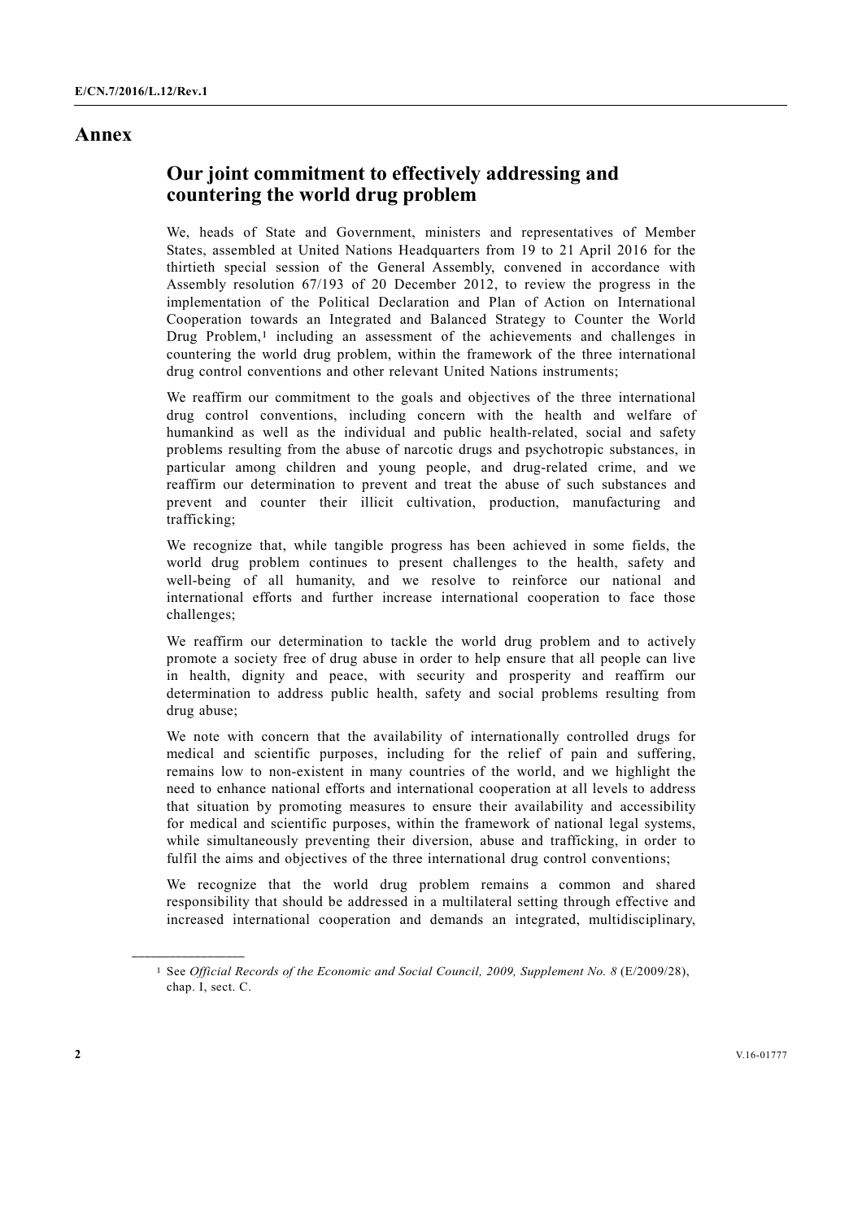# Annex

## Our joint commitment to effectively addressing and countering the world drug problem

We, heads of State and Government, ministers and representatives of Member States, assembled at United Nations Headquarters from 19 to 21 April 2016 for the thirtieth special session of the General Assembly, convened in accordance with Assembly resolution 67/193 of 20 December 2012, to review the progress in the implementation of the Political Declaration and Plan of Action on International Cooperation towards an Integrated and Balanced Strategy to Counter the World Drug Problem,[1] including an assessment of the achievements and challenges in countering the world drug problem, within the framework of the three international drug control conventions and other relevant United Nations instruments;

We reaffirm our commitment to the goals and objectives of the three international drug control conventions, including concern with the health and welfare of humankind as well as the individual and public health-related, social and safety problems resulting from the abuse of narcotic drugs and psychotropic substances, in particular among children and young people, and drug-related crime, and we reaffirm our determination to prevent and treat the abuse of such substances and prevent and counter their illicit cultivation, production, manufacturing and trafficking;

We recognize that, while tangible progress has been achieved in some fields, the world drug problem continues to present challenges to the health, safety and well-being of all humanity, and we resolve to reinforce our national and international efforts and further increase international cooperation to face those challenges;

We reaffirm our determination to tackle the world drug problem and to actively promote a society free of drug abuse in order to help ensure that all people can live in health, dignity and peace, with security and prosperity and reaffirm our determination to address public health, safety and social problems resulting from drug abuse;

We note with concern that the availability of internationally controlled drugs for medical and scientific purposes, including for the relief of pain and suffering, remains low to non-existent in many countries of the world, and we highlight the need to enhance national efforts and international cooperation at all levels to address that situation by promoting measures to ensure their availability and accessibility for medical and scientific purposes, within the framework of national legal systems, while simultaneously preventing their diversion, abuse and trafficking, in order to fulfil the aims and objectives of the three international drug control conventions;

We recognize that the world drug problem remains a common and shared responsibility that should be addressed in a multilateral setting through effective and increased international cooperation and demands an integrated, multidisciplinary,

---

[1] See *Official Records of the Economic and Social Council, 2009, Supplement No. 8* (E/2009/28), chap. I, sect. C.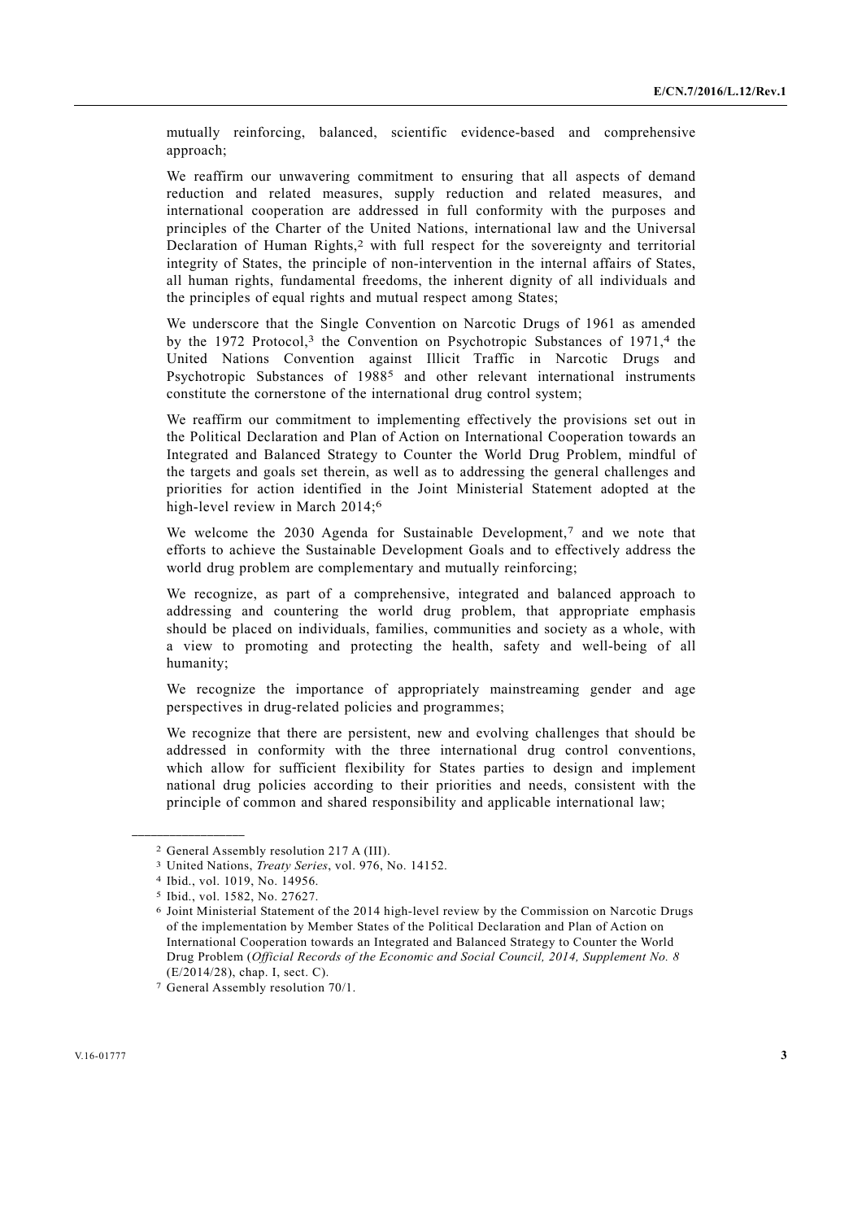mutually reinforcing, balanced, scientific evidence-based and comprehensive approach;

We reaffirm our unwavering commitment to ensuring that all aspects of demand reduction and related measures, supply reduction and related measures, and international cooperation are addressed in full conformity with the purposes and principles of the Charter of the United Nations, international law and the Universal Declaration of Human Rights,[2] with full respect for the sovereignty and territorial integrity of States, the principle of non-intervention in the internal affairs of States, all human rights, fundamental freedoms, the inherent dignity of all individuals and the principles of equal rights and mutual respect among States;

We underscore that the Single Convention on Narcotic Drugs of 1961 as amended by the 1972 Protocol,[3] the Convention on Psychotropic Substances of 1971,[4] the United Nations Convention against Illicit Traffic in Narcotic Drugs and Psychotropic Substances of 1988[5] and other relevant international instruments constitute the cornerstone of the international drug control system;

We reaffirm our commitment to implementing effectively the provisions set out in the Political Declaration and Plan of Action on International Cooperation towards an Integrated and Balanced Strategy to Counter the World Drug Problem, mindful of the targets and goals set therein, as well as to addressing the general challenges and priorities for action identified in the Joint Ministerial Statement adopted at the high-level review in March 2014;[6]

We welcome the 2030 Agenda for Sustainable Development,[7] and we note that efforts to achieve the Sustainable Development Goals and to effectively address the world drug problem are complementary and mutually reinforcing;

We recognize, as part of a comprehensive, integrated and balanced approach to addressing and countering the world drug problem, that appropriate emphasis should be placed on individuals, families, communities and society as a whole, with a view to promoting and protecting the health, safety and well-being of all humanity;

We recognize the importance of appropriately mainstreaming gender and age perspectives in drug-related policies and programmes;

We recognize that there are persistent, new and evolving challenges that should be addressed in conformity with the three international drug control conventions, which allow for sufficient flexibility for States parties to design and implement national drug policies according to their priorities and needs, consistent with the principle of common and shared responsibility and applicable international law;

---

[2] General Assembly resolution 217 A (III).

[3] United Nations, *Treaty Series*, vol. 976, No. 14152.

[4] Ibid., vol. 1019, No. 14956.

[5] Ibid., vol. 1582, No. 27627.

[6] Joint Ministerial Statement of the 2014 high-level review by the Commission on Narcotic Drugs of the implementation by Member States of the Political Declaration and Plan of Action on International Cooperation towards an Integrated and Balanced Strategy to Counter the World Drug Problem (*Official Records of the Economic and Social Council, 2014, Supplement No. 8* (E/2014/28), chap. I, sect. C).

[7] General Assembly resolution 70/1.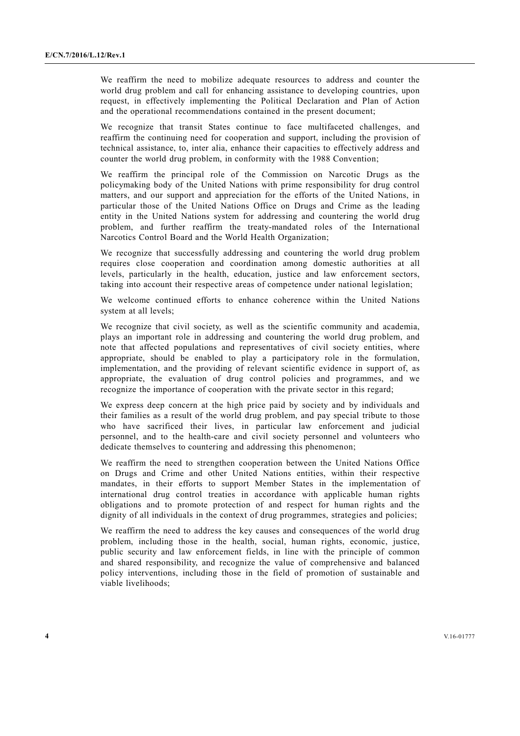We reaffirm the need to mobilize adequate resources to address and counter the world drug problem and call for enhancing assistance to developing countries, upon request, in effectively implementing the Political Declaration and Plan of Action and the operational recommendations contained in the present document;

We recognize that transit States continue to face multifaceted challenges, and reaffirm the continuing need for cooperation and support, including the provision of technical assistance, to, inter alia, enhance their capacities to effectively address and counter the world drug problem, in conformity with the 1988 Convention;

We reaffirm the principal role of the Commission on Narcotic Drugs as the policymaking body of the United Nations with prime responsibility for drug control matters, and our support and appreciation for the efforts of the United Nations, in particular those of the United Nations Office on Drugs and Crime as the leading entity in the United Nations system for addressing and countering the world drug problem, and further reaffirm the treaty-mandated roles of the International Narcotics Control Board and the World Health Organization;

We recognize that successfully addressing and countering the world drug problem requires close cooperation and coordination among domestic authorities at all levels, particularly in the health, education, justice and law enforcement sectors, taking into account their respective areas of competence under national legislation;

We welcome continued efforts to enhance coherence within the United Nations system at all levels;

We recognize that civil society, as well as the scientific community and academia, plays an important role in addressing and countering the world drug problem, and note that affected populations and representatives of civil society entities, where appropriate, should be enabled to play a participatory role in the formulation, implementation, and the providing of relevant scientific evidence in support of, as appropriate, the evaluation of drug control policies and programmes, and we recognize the importance of cooperation with the private sector in this regard;

We express deep concern at the high price paid by society and by individuals and their families as a result of the world drug problem, and pay special tribute to those who have sacrificed their lives, in particular law enforcement and judicial personnel, and to the health-care and civil society personnel and volunteers who dedicate themselves to countering and addressing this phenomenon;

We reaffirm the need to strengthen cooperation between the United Nations Office on Drugs and Crime and other United Nations entities, within their respective mandates, in their efforts to support Member States in the implementation of international drug control treaties in accordance with applicable human rights obligations and to promote protection of and respect for human rights and the dignity of all individuals in the context of drug programmes, strategies and policies;

We reaffirm the need to address the key causes and consequences of the world drug problem, including those in the health, social, human rights, economic, justice, public security and law enforcement fields, in line with the principle of common and shared responsibility, and recognize the value of comprehensive and balanced policy interventions, including those in the field of promotion of sustainable and viable livelihoods;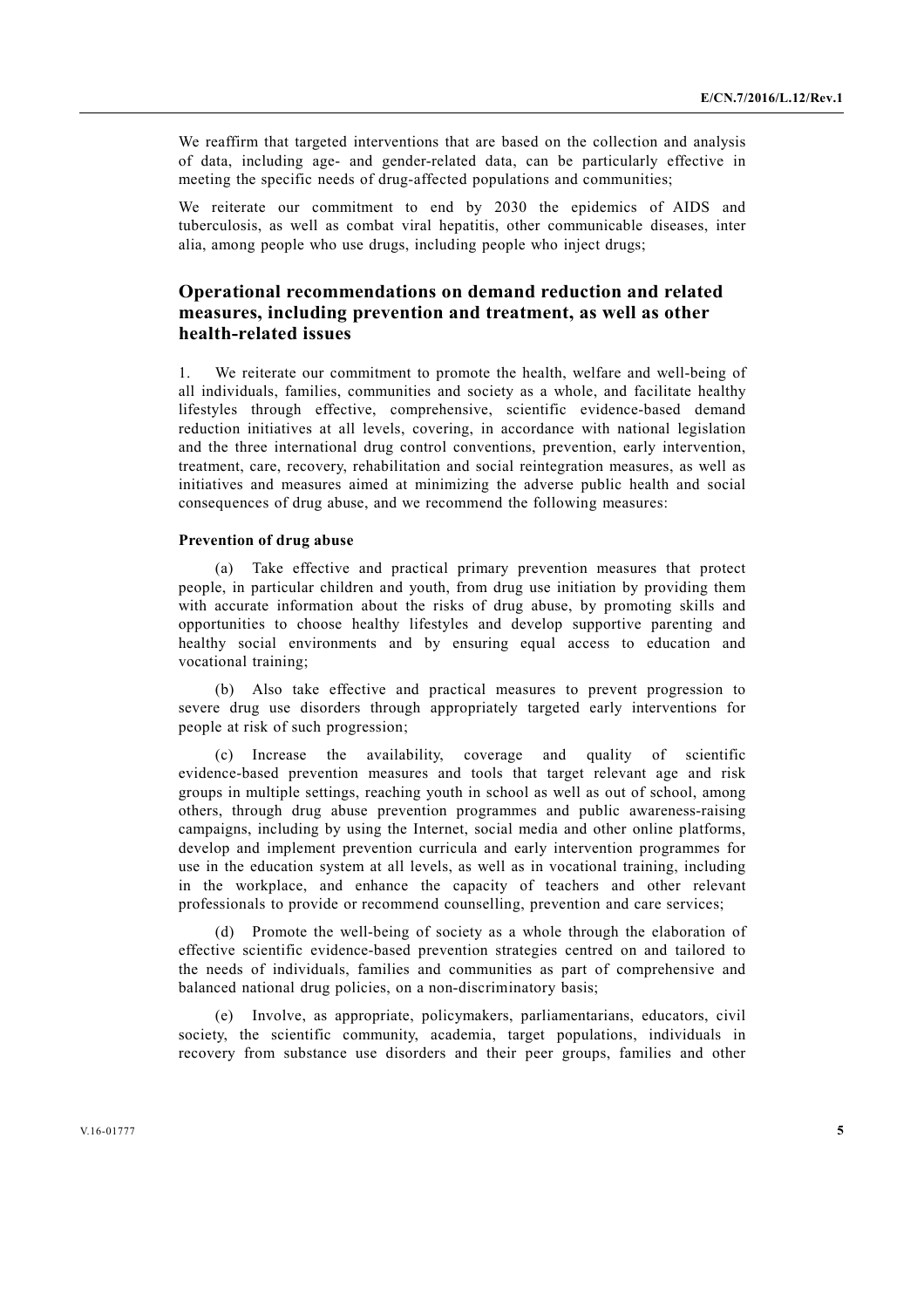We reaffirm that targeted interventions that are based on the collection and analysis of data, including age- and gender-related data, can be particularly effective in meeting the specific needs of drug-affected populations and communities;

We reiterate our commitment to end by 2030 the epidemics of AIDS and tuberculosis, as well as combat viral hepatitis, other communicable diseases, inter alia, among people who use drugs, including people who inject drugs;

## Operational recommendations on demand reduction and related measures, including prevention and treatment, as well as other health-related issues

1. We reiterate our commitment to promote the health, welfare and well-being of all individuals, families, communities and society as a whole, and facilitate healthy lifestyles through effective, comprehensive, scientific evidence-based demand reduction initiatives at all levels, covering, in accordance with national legislation and the three international drug control conventions, prevention, early intervention, treatment, care, recovery, rehabilitation and social reintegration measures, as well as initiatives and measures aimed at minimizing the adverse public health and social consequences of drug abuse, and we recommend the following measures:

**Prevention of drug abuse**

(a) Take effective and practical primary prevention measures that protect people, in particular children and youth, from drug use initiation by providing them with accurate information about the risks of drug abuse, by promoting skills and opportunities to choose healthy lifestyles and develop supportive parenting and healthy social environments and by ensuring equal access to education and vocational training;

(b) Also take effective and practical measures to prevent progression to severe drug use disorders through appropriately targeted early interventions for people at risk of such progression;

(c) Increase the availability, coverage and quality of scientific evidence-based prevention measures and tools that target relevant age and risk groups in multiple settings, reaching youth in school as well as out of school, among others, through drug abuse prevention programmes and public awareness-raising campaigns, including by using the Internet, social media and other online platforms, develop and implement prevention curricula and early intervention programmes for use in the education system at all levels, as well as in vocational training, including in the workplace, and enhance the capacity of teachers and other relevant professionals to provide or recommend counselling, prevention and care services;

(d) Promote the well-being of society as a whole through the elaboration of effective scientific evidence-based prevention strategies centred on and tailored to the needs of individuals, families and communities as part of comprehensive and balanced national drug policies, on a non-discriminatory basis;

(e) Involve, as appropriate, policymakers, parliamentarians, educators, civil society, the scientific community, academia, target populations, individuals in recovery from substance use disorders and their peer groups, families and other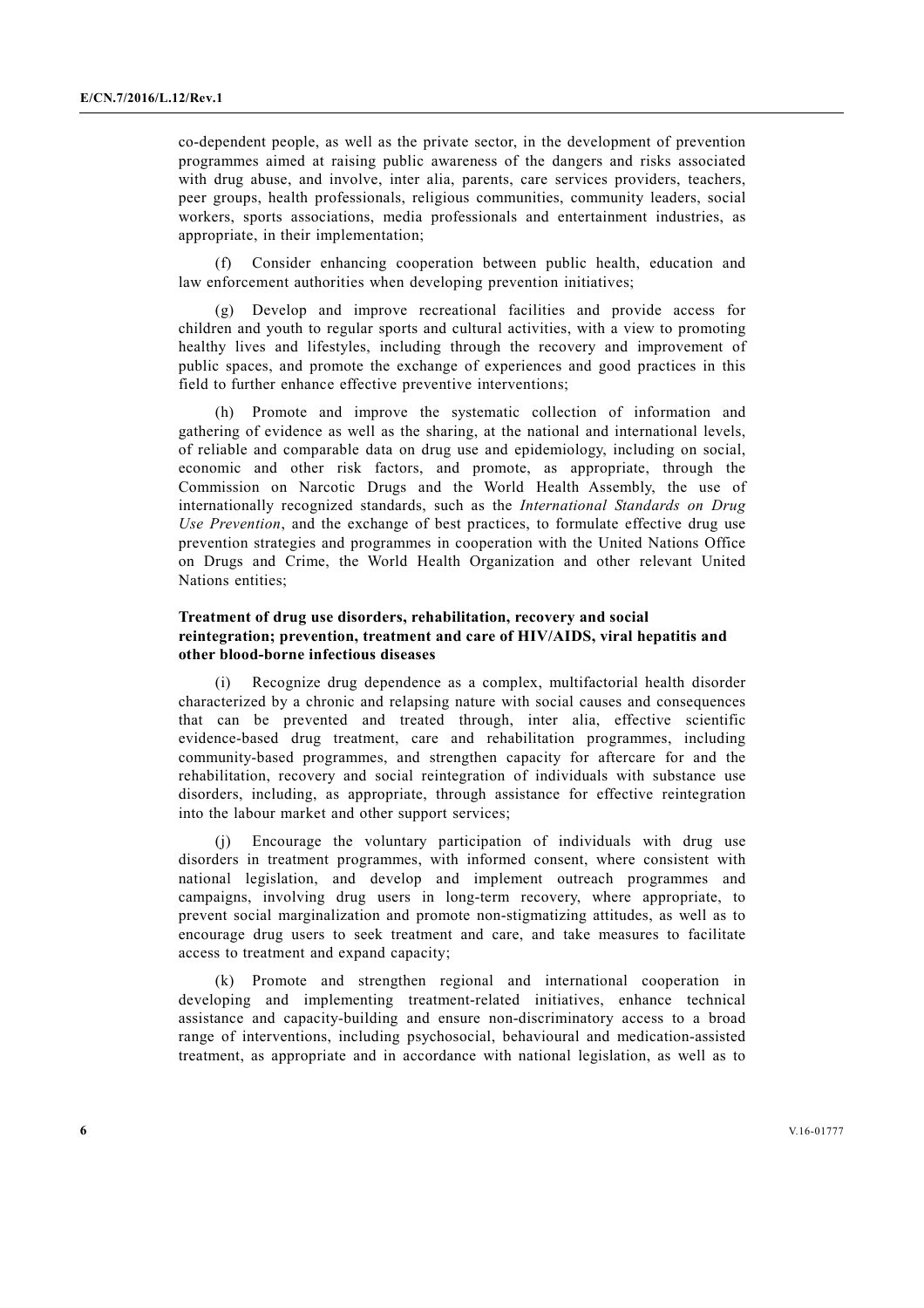co-dependent people, as well as the private sector, in the development of prevention programmes aimed at raising public awareness of the dangers and risks associated with drug abuse, and involve, inter alia, parents, care services providers, teachers, peer groups, health professionals, religious communities, community leaders, social workers, sports associations, media professionals and entertainment industries, as appropriate, in their implementation;

(f) Consider enhancing cooperation between public health, education and law enforcement authorities when developing prevention initiatives;

(g) Develop and improve recreational facilities and provide access for children and youth to regular sports and cultural activities, with a view to promoting healthy lives and lifestyles, including through the recovery and improvement of public spaces, and promote the exchange of experiences and good practices in this field to further enhance effective preventive interventions;

(h) Promote and improve the systematic collection of information and gathering of evidence as well as the sharing, at the national and international levels, of reliable and comparable data on drug use and epidemiology, including on social, economic and other risk factors, and promote, as appropriate, through the Commission on Narcotic Drugs and the World Health Assembly, the use of internationally recognized standards, such as the *International Standards on Drug Use Prevention*, and the exchange of best practices, to formulate effective drug use prevention strategies and programmes in cooperation with the United Nations Office on Drugs and Crime, the World Health Organization and other relevant United Nations entities;

**Treatment of drug use disorders, rehabilitation, recovery and social reintegration; prevention, treatment and care of HIV/AIDS, viral hepatitis and other blood-borne infectious diseases**

(i) Recognize drug dependence as a complex, multifactorial health disorder characterized by a chronic and relapsing nature with social causes and consequences that can be prevented and treated through, inter alia, effective scientific evidence-based drug treatment, care and rehabilitation programmes, including community-based programmes, and strengthen capacity for aftercare for and the rehabilitation, recovery and social reintegration of individuals with substance use disorders, including, as appropriate, through assistance for effective reintegration into the labour market and other support services;

(j) Encourage the voluntary participation of individuals with drug use disorders in treatment programmes, with informed consent, where consistent with national legislation, and develop and implement outreach programmes and campaigns, involving drug users in long-term recovery, where appropriate, to prevent social marginalization and promote non-stigmatizing attitudes, as well as to encourage drug users to seek treatment and care, and take measures to facilitate access to treatment and expand capacity;

(k) Promote and strengthen regional and international cooperation in developing and implementing treatment-related initiatives, enhance technical assistance and capacity-building and ensure non-discriminatory access to a broad range of interventions, including psychosocial, behavioural and medication-assisted treatment, as appropriate and in accordance with national legislation, as well as to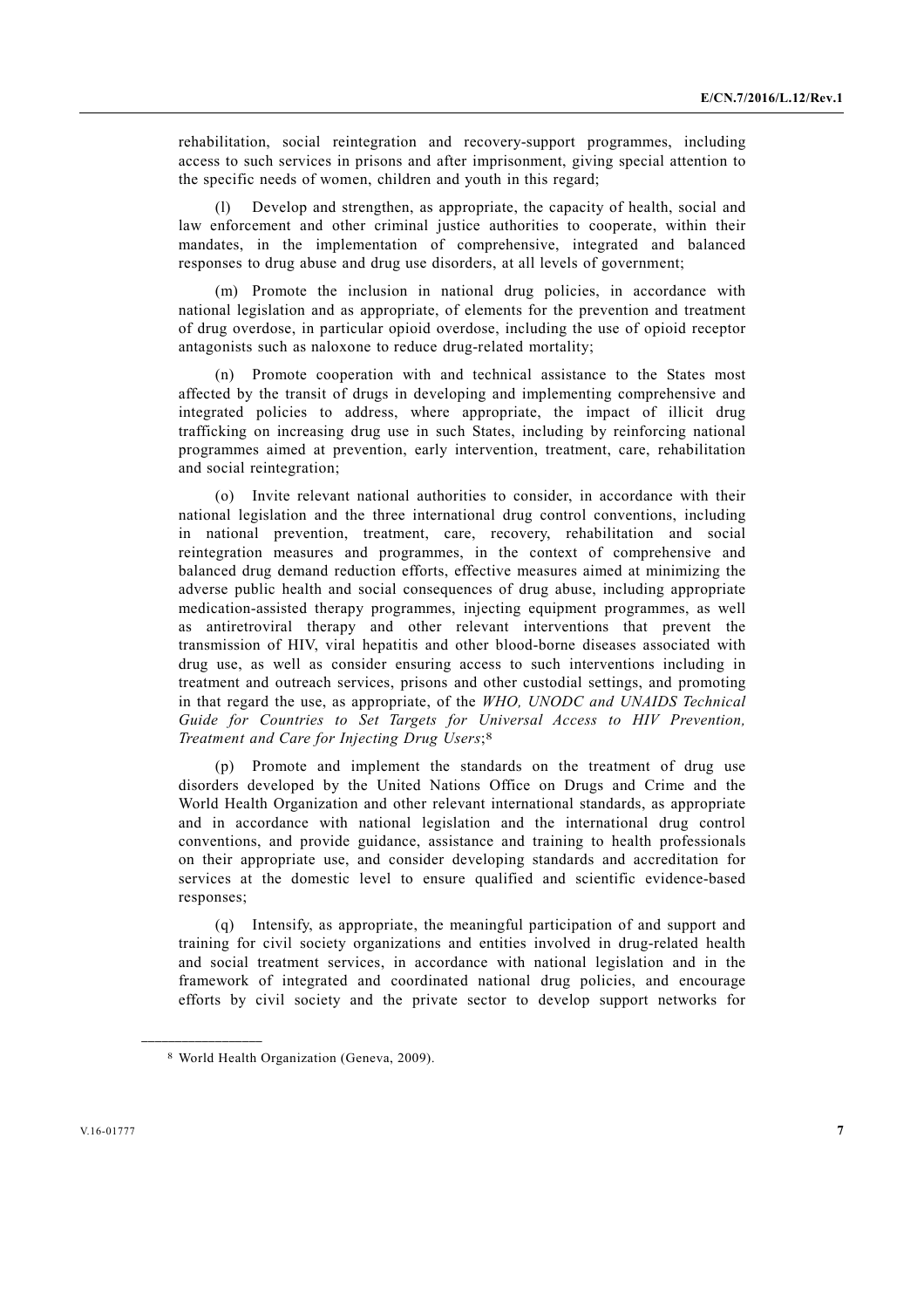rehabilitation, social reintegration and recovery-support programmes, including access to such services in prisons and after imprisonment, giving special attention to the specific needs of women, children and youth in this regard;

(l) Develop and strengthen, as appropriate, the capacity of health, social and law enforcement and other criminal justice authorities to cooperate, within their mandates, in the implementation of comprehensive, integrated and balanced responses to drug abuse and drug use disorders, at all levels of government;

(m) Promote the inclusion in national drug policies, in accordance with national legislation and as appropriate, of elements for the prevention and treatment of drug overdose, in particular opioid overdose, including the use of opioid receptor antagonists such as naloxone to reduce drug-related mortality;

(n) Promote cooperation with and technical assistance to the States most affected by the transit of drugs in developing and implementing comprehensive and integrated policies to address, where appropriate, the impact of illicit drug trafficking on increasing drug use in such States, including by reinforcing national programmes aimed at prevention, early intervention, treatment, care, rehabilitation and social reintegration;

(o) Invite relevant national authorities to consider, in accordance with their national legislation and the three international drug control conventions, including in national prevention, treatment, care, recovery, rehabilitation and social reintegration measures and programmes, in the context of comprehensive and balanced drug demand reduction efforts, effective measures aimed at minimizing the adverse public health and social consequences of drug abuse, including appropriate medication-assisted therapy programmes, injecting equipment programmes, as well as antiretroviral therapy and other relevant interventions that prevent the transmission of HIV, viral hepatitis and other blood-borne diseases associated with drug use, as well as consider ensuring access to such interventions including in treatment and outreach services, prisons and other custodial settings, and promoting in that regard the use, as appropriate, of the *WHO, UNODC and UNAIDS Technical Guide for Countries to Set Targets for Universal Access to HIV Prevention, Treatment and Care for Injecting Drug Users*;[8]

(p) Promote and implement the standards on the treatment of drug use disorders developed by the United Nations Office on Drugs and Crime and the World Health Organization and other relevant international standards, as appropriate and in accordance with national legislation and the international drug control conventions, and provide guidance, assistance and training to health professionals on their appropriate use, and consider developing standards and accreditation for services at the domestic level to ensure qualified and scientific evidence-based responses;

(q) Intensify, as appropriate, the meaningful participation of and support and training for civil society organizations and entities involved in drug-related health and social treatment services, in accordance with national legislation and in the framework of integrated and coordinated national drug policies, and encourage efforts by civil society and the private sector to develop support networks for

---

[8] World Health Organization (Geneva, 2009).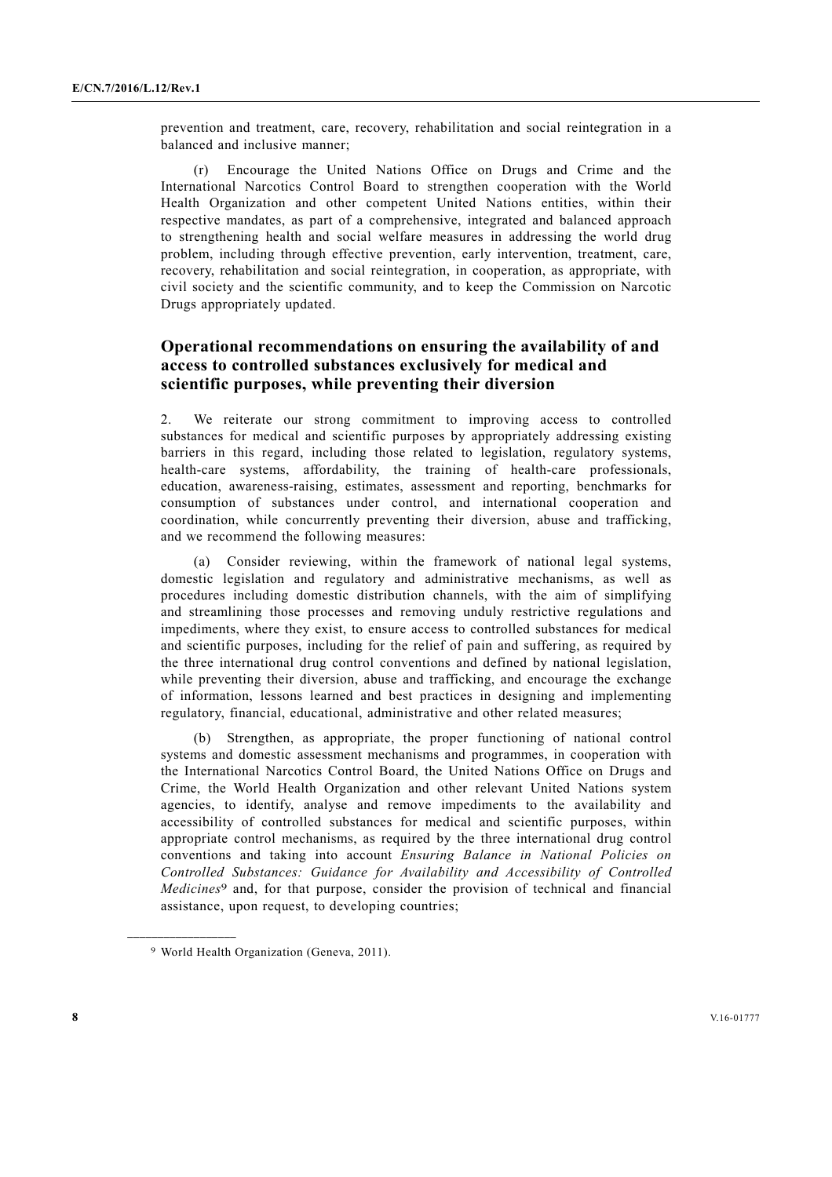prevention and treatment, care, recovery, rehabilitation and social reintegration in a balanced and inclusive manner;

(r) Encourage the United Nations Office on Drugs and Crime and the International Narcotics Control Board to strengthen cooperation with the World Health Organization and other competent United Nations entities, within their respective mandates, as part of a comprehensive, integrated and balanced approach to strengthening health and social welfare measures in addressing the world drug problem, including through effective prevention, early intervention, treatment, care, recovery, rehabilitation and social reintegration, in cooperation, as appropriate, with civil society and the scientific community, and to keep the Commission on Narcotic Drugs appropriately updated.

## Operational recommendations on ensuring the availability of and access to controlled substances exclusively for medical and scientific purposes, while preventing their diversion

2. We reiterate our strong commitment to improving access to controlled substances for medical and scientific purposes by appropriately addressing existing barriers in this regard, including those related to legislation, regulatory systems, health-care systems, affordability, the training of health-care professionals, education, awareness-raising, estimates, assessment and reporting, benchmarks for consumption of substances under control, and international cooperation and coordination, while concurrently preventing their diversion, abuse and trafficking, and we recommend the following measures:

(a) Consider reviewing, within the framework of national legal systems, domestic legislation and regulatory and administrative mechanisms, as well as procedures including domestic distribution channels, with the aim of simplifying and streamlining those processes and removing unduly restrictive regulations and impediments, where they exist, to ensure access to controlled substances for medical and scientific purposes, including for the relief of pain and suffering, as required by the three international drug control conventions and defined by national legislation, while preventing their diversion, abuse and trafficking, and encourage the exchange of information, lessons learned and best practices in designing and implementing regulatory, financial, educational, administrative and other related measures;

(b) Strengthen, as appropriate, the proper functioning of national control systems and domestic assessment mechanisms and programmes, in cooperation with the International Narcotics Control Board, the United Nations Office on Drugs and Crime, the World Health Organization and other relevant United Nations system agencies, to identify, analyse and remove impediments to the availability and accessibility of controlled substances for medical and scientific purposes, within appropriate control mechanisms, as required by the three international drug control conventions and taking into account *Ensuring Balance in National Policies on Controlled Substances: Guidance for Availability and Accessibility of Controlled Medicines*[9] and, for that purpose, consider the provision of technical and financial assistance, upon request, to developing countries;

---

[9] World Health Organization (Geneva, 2011).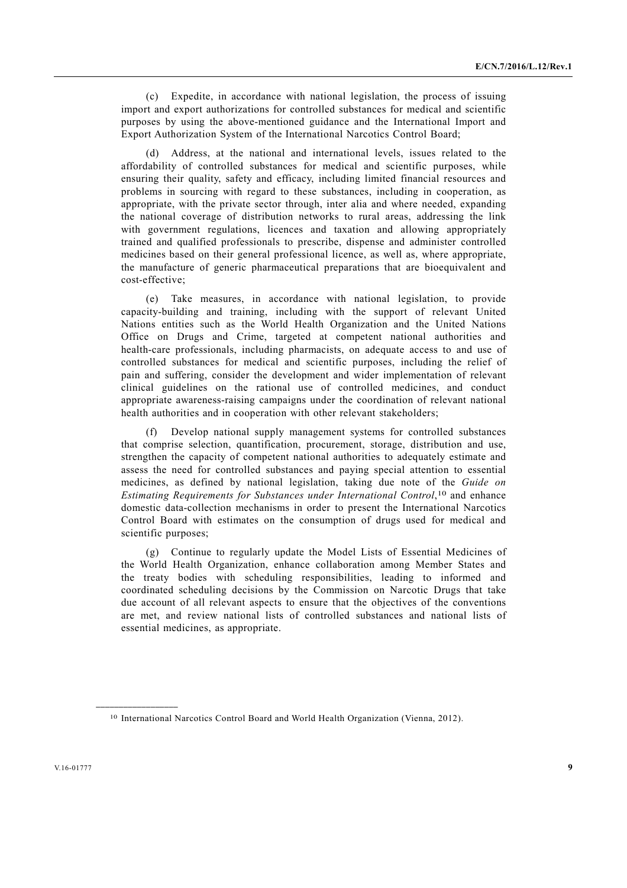(c) Expedite, in accordance with national legislation, the process of issuing import and export authorizations for controlled substances for medical and scientific purposes by using the above-mentioned guidance and the International Import and Export Authorization System of the International Narcotics Control Board;

(d) Address, at the national and international levels, issues related to the affordability of controlled substances for medical and scientific purposes, while ensuring their quality, safety and efficacy, including limited financial resources and problems in sourcing with regard to these substances, including in cooperation, as appropriate, with the private sector through, inter alia and where needed, expanding the national coverage of distribution networks to rural areas, addressing the link with government regulations, licences and taxation and allowing appropriately trained and qualified professionals to prescribe, dispense and administer controlled medicines based on their general professional licence, as well as, where appropriate, the manufacture of generic pharmaceutical preparations that are bioequivalent and cost-effective;

(e) Take measures, in accordance with national legislation, to provide capacity-building and training, including with the support of relevant United Nations entities such as the World Health Organization and the United Nations Office on Drugs and Crime, targeted at competent national authorities and health-care professionals, including pharmacists, on adequate access to and use of controlled substances for medical and scientific purposes, including the relief of pain and suffering, consider the development and wider implementation of relevant clinical guidelines on the rational use of controlled medicines, and conduct appropriate awareness-raising campaigns under the coordination of relevant national health authorities and in cooperation with other relevant stakeholders;

(f) Develop national supply management systems for controlled substances that comprise selection, quantification, procurement, storage, distribution and use, strengthen the capacity of competent national authorities to adequately estimate and assess the need for controlled substances and paying special attention to essential medicines, as defined by national legislation, taking due note of the *Guide on Estimating Requirements for Substances under International Control*,[10] and enhance domestic data-collection mechanisms in order to present the International Narcotics Control Board with estimates on the consumption of drugs used for medical and scientific purposes;

(g) Continue to regularly update the Model Lists of Essential Medicines of the World Health Organization, enhance collaboration among Member States and the treaty bodies with scheduling responsibilities, leading to informed and coordinated scheduling decisions by the Commission on Narcotic Drugs that take due account of all relevant aspects to ensure that the objectives of the conventions are met, and review national lists of controlled substances and national lists of essential medicines, as appropriate.

---

[10] International Narcotics Control Board and World Health Organization (Vienna, 2012).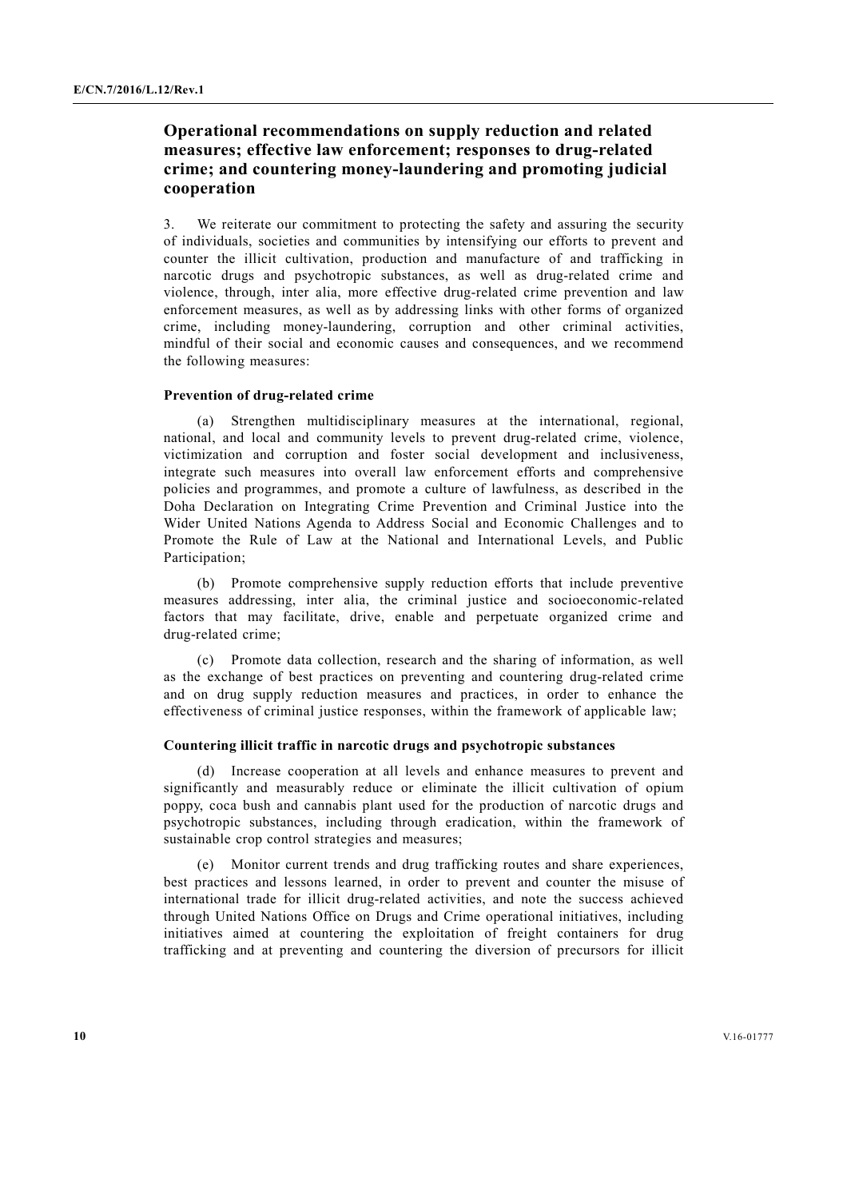## Operational recommendations on supply reduction and related measures; effective law enforcement; responses to drug-related crime; and countering money-laundering and promoting judicial cooperation

3. We reiterate our commitment to protecting the safety and assuring the security of individuals, societies and communities by intensifying our efforts to prevent and counter the illicit cultivation, production and manufacture of and trafficking in narcotic drugs and psychotropic substances, as well as drug-related crime and violence, through, inter alia, more effective drug-related crime prevention and law enforcement measures, as well as by addressing links with other forms of organized crime, including money-laundering, corruption and other criminal activities, mindful of their social and economic causes and consequences, and we recommend the following measures:

### Prevention of drug-related crime

(a) Strengthen multidisciplinary measures at the international, regional, national, and local and community levels to prevent drug-related crime, violence, victimization and corruption and foster social development and inclusiveness, integrate such measures into overall law enforcement efforts and comprehensive policies and programmes, and promote a culture of lawfulness, as described in the Doha Declaration on Integrating Crime Prevention and Criminal Justice into the Wider United Nations Agenda to Address Social and Economic Challenges and to Promote the Rule of Law at the National and International Levels, and Public Participation;

(b) Promote comprehensive supply reduction efforts that include preventive measures addressing, inter alia, the criminal justice and socioeconomic-related factors that may facilitate, drive, enable and perpetuate organized crime and drug-related crime;

(c) Promote data collection, research and the sharing of information, as well as the exchange of best practices on preventing and countering drug-related crime and on drug supply reduction measures and practices, in order to enhance the effectiveness of criminal justice responses, within the framework of applicable law;

### Countering illicit traffic in narcotic drugs and psychotropic substances

(d) Increase cooperation at all levels and enhance measures to prevent and significantly and measurably reduce or eliminate the illicit cultivation of opium poppy, coca bush and cannabis plant used for the production of narcotic drugs and psychotropic substances, including through eradication, within the framework of sustainable crop control strategies and measures;

(e) Monitor current trends and drug trafficking routes and share experiences, best practices and lessons learned, in order to prevent and counter the misuse of international trade for illicit drug-related activities, and note the success achieved through United Nations Office on Drugs and Crime operational initiatives, including initiatives aimed at countering the exploitation of freight containers for drug trafficking and at preventing and countering the diversion of precursors for illicit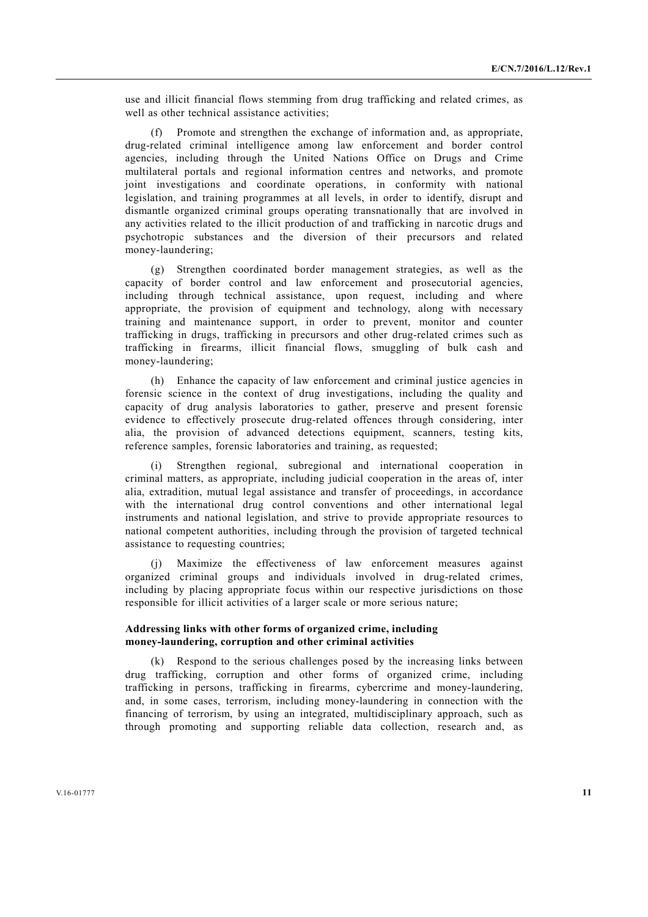use and illicit financial flows stemming from drug trafficking and related crimes, as well as other technical assistance activities;

(f) Promote and strengthen the exchange of information and, as appropriate, drug-related criminal intelligence among law enforcement and border control agencies, including through the United Nations Office on Drugs and Crime multilateral portals and regional information centres and networks, and promote joint investigations and coordinate operations, in conformity with national legislation, and training programmes at all levels, in order to identify, disrupt and dismantle organized criminal groups operating transnationally that are involved in any activities related to the illicit production of and trafficking in narcotic drugs and psychotropic substances and the diversion of their precursors and related money-laundering;

(g) Strengthen coordinated border management strategies, as well as the capacity of border control and law enforcement and prosecutorial agencies, including through technical assistance, upon request, including and where appropriate, the provision of equipment and technology, along with necessary training and maintenance support, in order to prevent, monitor and counter trafficking in drugs, trafficking in precursors and other drug-related crimes such as trafficking in firearms, illicit financial flows, smuggling of bulk cash and money-laundering;

(h) Enhance the capacity of law enforcement and criminal justice agencies in forensic science in the context of drug investigations, including the quality and capacity of drug analysis laboratories to gather, preserve and present forensic evidence to effectively prosecute drug-related offences through considering, inter alia, the provision of advanced detections equipment, scanners, testing kits, reference samples, forensic laboratories and training, as requested;

(i) Strengthen regional, subregional and international cooperation in criminal matters, as appropriate, including judicial cooperation in the areas of, inter alia, extradition, mutual legal assistance and transfer of proceedings, in accordance with the international drug control conventions and other international legal instruments and national legislation, and strive to provide appropriate resources to national competent authorities, including through the provision of targeted technical assistance to requesting countries;

(j) Maximize the effectiveness of law enforcement measures against organized criminal groups and individuals involved in drug-related crimes, including by placing appropriate focus within our respective jurisdictions on those responsible for illicit activities of a larger scale or more serious nature;

**Addressing links with other forms of organized crime, including money-laundering, corruption and other criminal activities**

(k) Respond to the serious challenges posed by the increasing links between drug trafficking, corruption and other forms of organized crime, including trafficking in persons, trafficking in firearms, cybercrime and money-laundering, and, in some cases, terrorism, including money-laundering in connection with the financing of terrorism, by using an integrated, multidisciplinary approach, such as through promoting and supporting reliable data collection, research and, as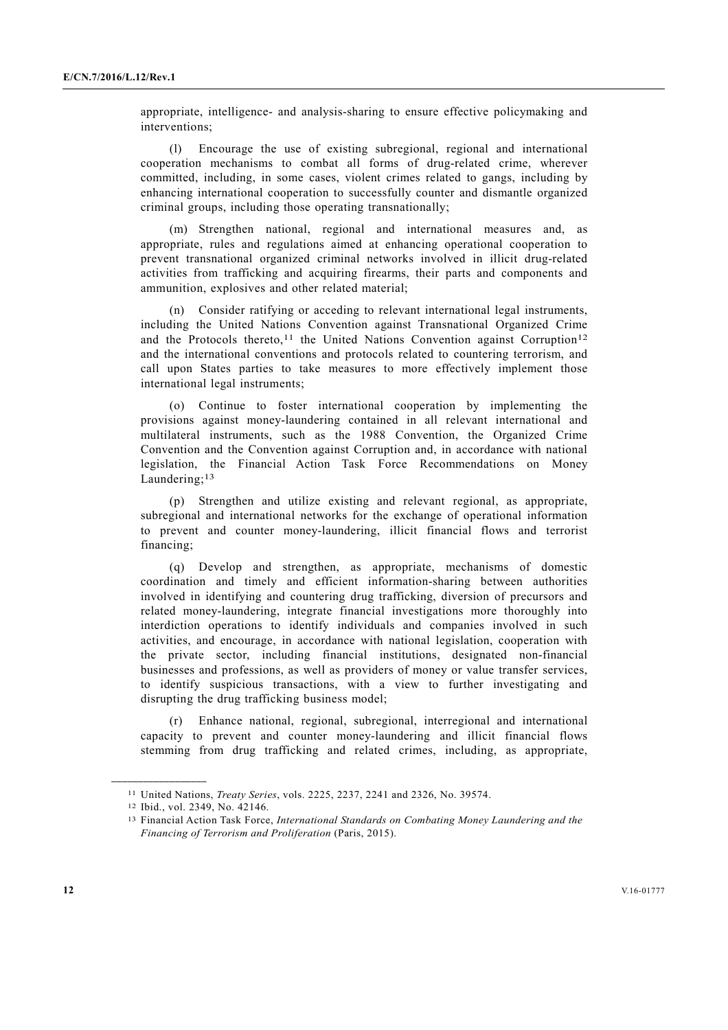appropriate, intelligence- and analysis-sharing to ensure effective policymaking and interventions;

(l) Encourage the use of existing subregional, regional and international cooperation mechanisms to combat all forms of drug-related crime, wherever committed, including, in some cases, violent crimes related to gangs, including by enhancing international cooperation to successfully counter and dismantle organized criminal groups, including those operating transnationally;

(m) Strengthen national, regional and international measures and, as appropriate, rules and regulations aimed at enhancing operational cooperation to prevent transnational organized criminal networks involved in illicit drug-related activities from trafficking and acquiring firearms, their parts and components and ammunition, explosives and other related material;

(n) Consider ratifying or acceding to relevant international legal instruments, including the United Nations Convention against Transnational Organized Crime and the Protocols thereto,[11] the United Nations Convention against Corruption[12] and the international conventions and protocols related to countering terrorism, and call upon States parties to take measures to more effectively implement those international legal instruments;

(o) Continue to foster international cooperation by implementing the provisions against money-laundering contained in all relevant international and multilateral instruments, such as the 1988 Convention, the Organized Crime Convention and the Convention against Corruption and, in accordance with national legislation, the Financial Action Task Force Recommendations on Money Laundering;[13]

(p) Strengthen and utilize existing and relevant regional, as appropriate, subregional and international networks for the exchange of operational information to prevent and counter money-laundering, illicit financial flows and terrorist financing;

(q) Develop and strengthen, as appropriate, mechanisms of domestic coordination and timely and efficient information-sharing between authorities involved in identifying and countering drug trafficking, diversion of precursors and related money-laundering, integrate financial investigations more thoroughly into interdiction operations to identify individuals and companies involved in such activities, and encourage, in accordance with national legislation, cooperation with the private sector, including financial institutions, designated non-financial businesses and professions, as well as providers of money or value transfer services, to identify suspicious transactions, with a view to further investigating and disrupting the drug trafficking business model;

(r) Enhance national, regional, subregional, interregional and international capacity to prevent and counter money-laundering and illicit financial flows stemming from drug trafficking and related crimes, including, as appropriate,

---

[11] United Nations, *Treaty Series*, vols. 2225, 2237, 2241 and 2326, No. 39574.

[12] Ibid., vol. 2349, No. 42146.

[13] Financial Action Task Force, *International Standards on Combating Money Laundering and the Financing of Terrorism and Proliferation* (Paris, 2015).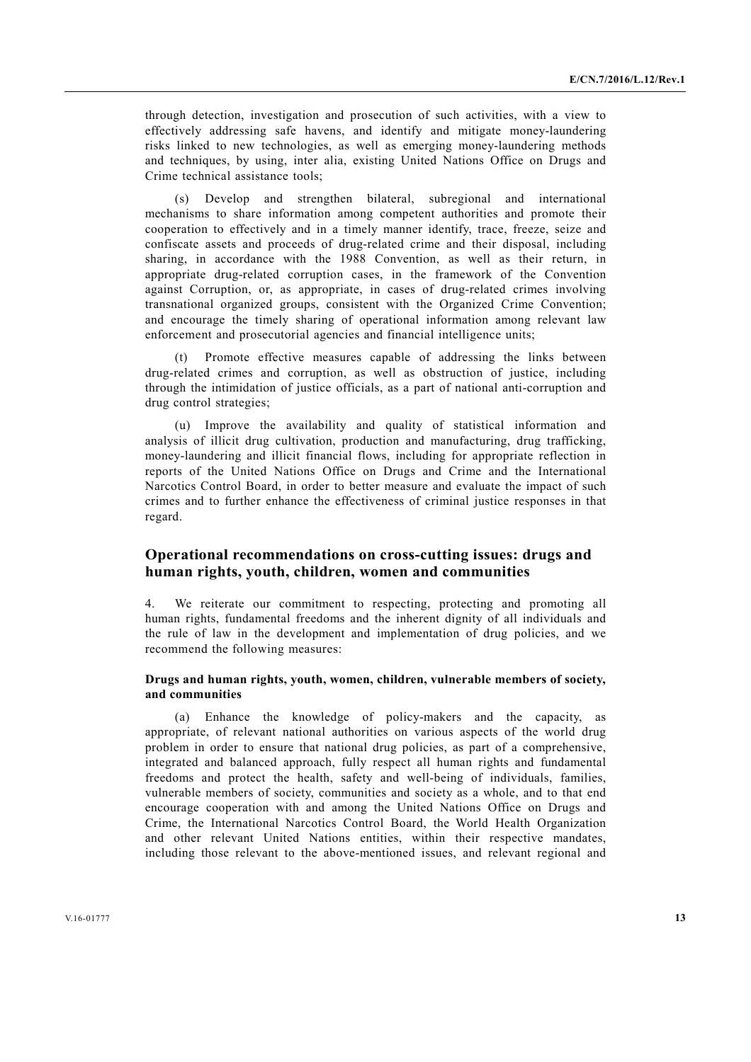through detection, investigation and prosecution of such activities, with a view to effectively addressing safe havens, and identify and mitigate money-laundering risks linked to new technologies, as well as emerging money-laundering methods and techniques, by using, inter alia, existing United Nations Office on Drugs and Crime technical assistance tools;

(s) Develop and strengthen bilateral, subregional and international mechanisms to share information among competent authorities and promote their cooperation to effectively and in a timely manner identify, trace, freeze, seize and confiscate assets and proceeds of drug-related crime and their disposal, including sharing, in accordance with the 1988 Convention, as well as their return, in appropriate drug-related corruption cases, in the framework of the Convention against Corruption, or, as appropriate, in cases of drug-related crimes involving transnational organized groups, consistent with the Organized Crime Convention; and encourage the timely sharing of operational information among relevant law enforcement and prosecutorial agencies and financial intelligence units;

(t) Promote effective measures capable of addressing the links between drug-related crimes and corruption, as well as obstruction of justice, including through the intimidation of justice officials, as a part of national anti-corruption and drug control strategies;

(u) Improve the availability and quality of statistical information and analysis of illicit drug cultivation, production and manufacturing, drug trafficking, money-laundering and illicit financial flows, including for appropriate reflection in reports of the United Nations Office on Drugs and Crime and the International Narcotics Control Board, in order to better measure and evaluate the impact of such crimes and to further enhance the effectiveness of criminal justice responses in that regard.

## Operational recommendations on cross-cutting issues: drugs and human rights, youth, children, women and communities

4. We reiterate our commitment to respecting, protecting and promoting all human rights, fundamental freedoms and the inherent dignity of all individuals and the rule of law in the development and implementation of drug policies, and we recommend the following measures:

### Drugs and human rights, youth, women, children, vulnerable members of society, and communities

(a) Enhance the knowledge of policy-makers and the capacity, as appropriate, of relevant national authorities on various aspects of the world drug problem in order to ensure that national drug policies, as part of a comprehensive, integrated and balanced approach, fully respect all human rights and fundamental freedoms and protect the health, safety and well-being of individuals, families, vulnerable members of society, communities and society as a whole, and to that end encourage cooperation with and among the United Nations Office on Drugs and Crime, the International Narcotics Control Board, the World Health Organization and other relevant United Nations entities, within their respective mandates, including those relevant to the above-mentioned issues, and relevant regional and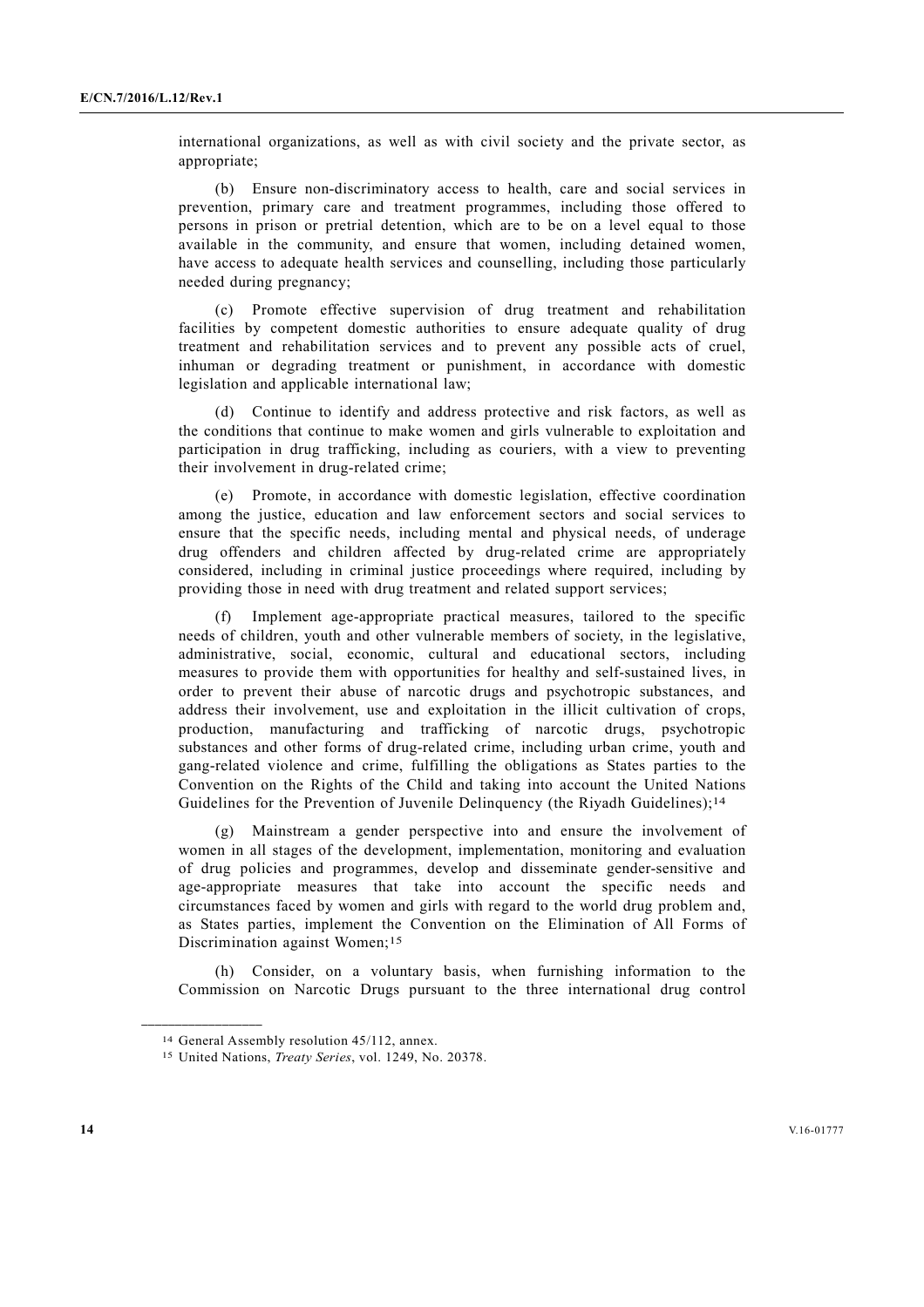international organizations, as well as with civil society and the private sector, as appropriate;

(b) Ensure non-discriminatory access to health, care and social services in prevention, primary care and treatment programmes, including those offered to persons in prison or pretrial detention, which are to be on a level equal to those available in the community, and ensure that women, including detained women, have access to adequate health services and counselling, including those particularly needed during pregnancy;

(c) Promote effective supervision of drug treatment and rehabilitation facilities by competent domestic authorities to ensure adequate quality of drug treatment and rehabilitation services and to prevent any possible acts of cruel, inhuman or degrading treatment or punishment, in accordance with domestic legislation and applicable international law;

(d) Continue to identify and address protective and risk factors, as well as the conditions that continue to make women and girls vulnerable to exploitation and participation in drug trafficking, including as couriers, with a view to preventing their involvement in drug-related crime;

(e) Promote, in accordance with domestic legislation, effective coordination among the justice, education and law enforcement sectors and social services to ensure that the specific needs, including mental and physical needs, of underage drug offenders and children affected by drug-related crime are appropriately considered, including in criminal justice proceedings where required, including by providing those in need with drug treatment and related support services;

(f) Implement age-appropriate practical measures, tailored to the specific needs of children, youth and other vulnerable members of society, in the legislative, administrative, social, economic, cultural and educational sectors, including measures to provide them with opportunities for healthy and self-sustained lives, in order to prevent their abuse of narcotic drugs and psychotropic substances, and address their involvement, use and exploitation in the illicit cultivation of crops, production, manufacturing and trafficking of narcotic drugs, psychotropic substances and other forms of drug-related crime, including urban crime, youth and gang-related violence and crime, fulfilling the obligations as States parties to the Convention on the Rights of the Child and taking into account the United Nations Guidelines for the Prevention of Juvenile Delinquency (the Riyadh Guidelines);[14]

(g) Mainstream a gender perspective into and ensure the involvement of women in all stages of the development, implementation, monitoring and evaluation of drug policies and programmes, develop and disseminate gender-sensitive and age-appropriate measures that take into account the specific needs and circumstances faced by women and girls with regard to the world drug problem and, as States parties, implement the Convention on the Elimination of All Forms of Discrimination against Women;[15]

(h) Consider, on a voluntary basis, when furnishing information to the Commission on Narcotic Drugs pursuant to the three international drug control

---

[14] General Assembly resolution 45/112, annex.

[15] United Nations, *Treaty Series*, vol. 1249, No. 20378.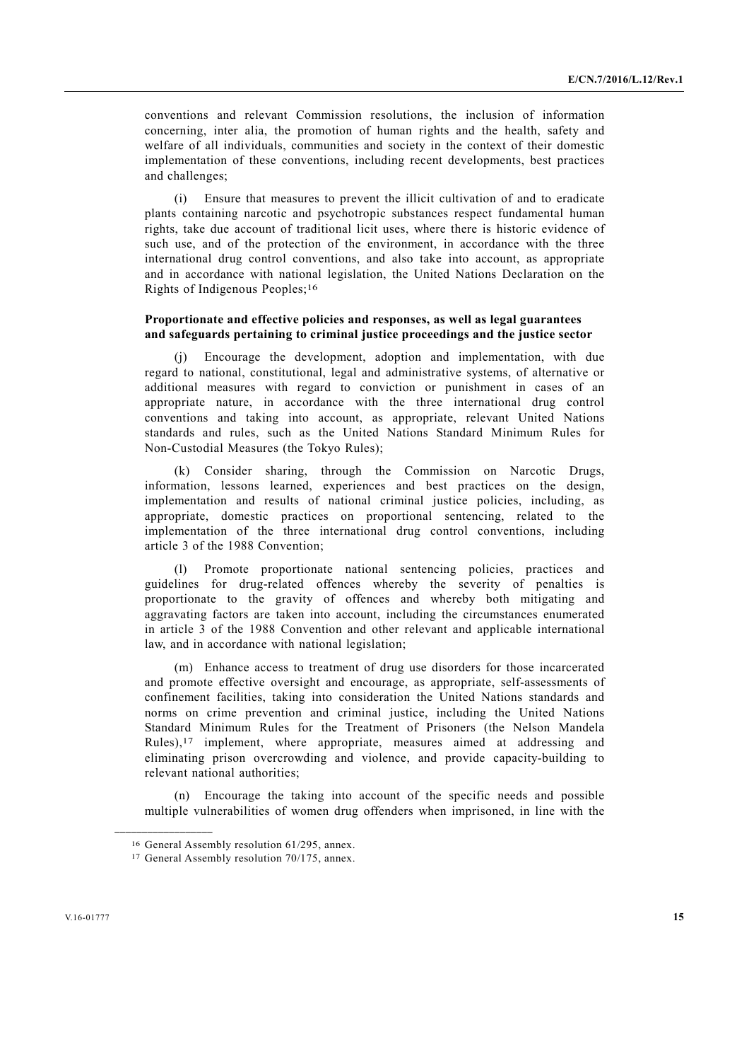conventions and relevant Commission resolutions, the inclusion of information concerning, inter alia, the promotion of human rights and the health, safety and welfare of all individuals, communities and society in the context of their domestic implementation of these conventions, including recent developments, best practices and challenges;

(i) Ensure that measures to prevent the illicit cultivation of and to eradicate plants containing narcotic and psychotropic substances respect fundamental human rights, take due account of traditional licit uses, where there is historic evidence of such use, and of the protection of the environment, in accordance with the three international drug control conventions, and also take into account, as appropriate and in accordance with national legislation, the United Nations Declaration on the Rights of Indigenous Peoples;[16]

**Proportionate and effective policies and responses, as well as legal guarantees and safeguards pertaining to criminal justice proceedings and the justice sector**

(j) Encourage the development, adoption and implementation, with due regard to national, constitutional, legal and administrative systems, of alternative or additional measures with regard to conviction or punishment in cases of an appropriate nature, in accordance with the three international drug control conventions and taking into account, as appropriate, relevant United Nations standards and rules, such as the United Nations Standard Minimum Rules for Non-Custodial Measures (the Tokyo Rules);

(k) Consider sharing, through the Commission on Narcotic Drugs, information, lessons learned, experiences and best practices on the design, implementation and results of national criminal justice policies, including, as appropriate, domestic practices on proportional sentencing, related to the implementation of the three international drug control conventions, including article 3 of the 1988 Convention;

(l) Promote proportionate national sentencing policies, practices and guidelines for drug-related offences whereby the severity of penalties is proportionate to the gravity of offences and whereby both mitigating and aggravating factors are taken into account, including the circumstances enumerated in article 3 of the 1988 Convention and other relevant and applicable international law, and in accordance with national legislation;

(m) Enhance access to treatment of drug use disorders for those incarcerated and promote effective oversight and encourage, as appropriate, self-assessments of confinement facilities, taking into consideration the United Nations standards and norms on crime prevention and criminal justice, including the United Nations Standard Minimum Rules for the Treatment of Prisoners (the Nelson Mandela Rules),[17] implement, where appropriate, measures aimed at addressing and eliminating prison overcrowding and violence, and provide capacity-building to relevant national authorities;

(n) Encourage the taking into account of the specific needs and possible multiple vulnerabilities of women drug offenders when imprisoned, in line with the

---

[16] General Assembly resolution 61/295, annex.

[17] General Assembly resolution 70/175, annex.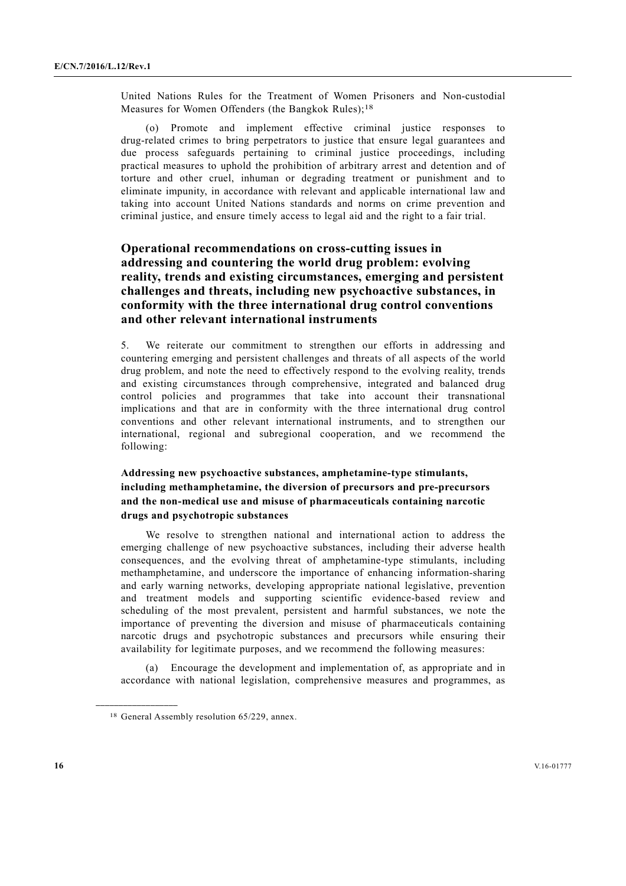United Nations Rules for the Treatment of Women Prisoners and Non-custodial Measures for Women Offenders (the Bangkok Rules);[18]

(o) Promote and implement effective criminal justice responses to drug-related crimes to bring perpetrators to justice that ensure legal guarantees and due process safeguards pertaining to criminal justice proceedings, including practical measures to uphold the prohibition of arbitrary arrest and detention and of torture and other cruel, inhuman or degrading treatment or punishment and to eliminate impunity, in accordance with relevant and applicable international law and taking into account United Nations standards and norms on crime prevention and criminal justice, and ensure timely access to legal aid and the right to a fair trial.

## Operational recommendations on cross-cutting issues in addressing and countering the world drug problem: evolving reality, trends and existing circumstances, emerging and persistent challenges and threats, including new psychoactive substances, in conformity with the three international drug control conventions and other relevant international instruments

5. We reiterate our commitment to strengthen our efforts in addressing and countering emerging and persistent challenges and threats of all aspects of the world drug problem, and note the need to effectively respond to the evolving reality, trends and existing circumstances through comprehensive, integrated and balanced drug control policies and programmes that take into account their transnational implications and that are in conformity with the three international drug control conventions and other relevant international instruments, and to strengthen our international, regional and subregional cooperation, and we recommend the following:

### Addressing new psychoactive substances, amphetamine-type stimulants, including methamphetamine, the diversion of precursors and pre-precursors and the non-medical use and misuse of pharmaceuticals containing narcotic drugs and psychotropic substances

We resolve to strengthen national and international action to address the emerging challenge of new psychoactive substances, including their adverse health consequences, and the evolving threat of amphetamine-type stimulants, including methamphetamine, and underscore the importance of enhancing information-sharing and early warning networks, developing appropriate national legislative, prevention and treatment models and supporting scientific evidence-based review and scheduling of the most prevalent, persistent and harmful substances, we note the importance of preventing the diversion and misuse of pharmaceuticals containing narcotic drugs and psychotropic substances and precursors while ensuring their availability for legitimate purposes, and we recommend the following measures:

(a) Encourage the development and implementation of, as appropriate and in accordance with national legislation, comprehensive measures and programmes, as

---

[18] General Assembly resolution 65/229, annex.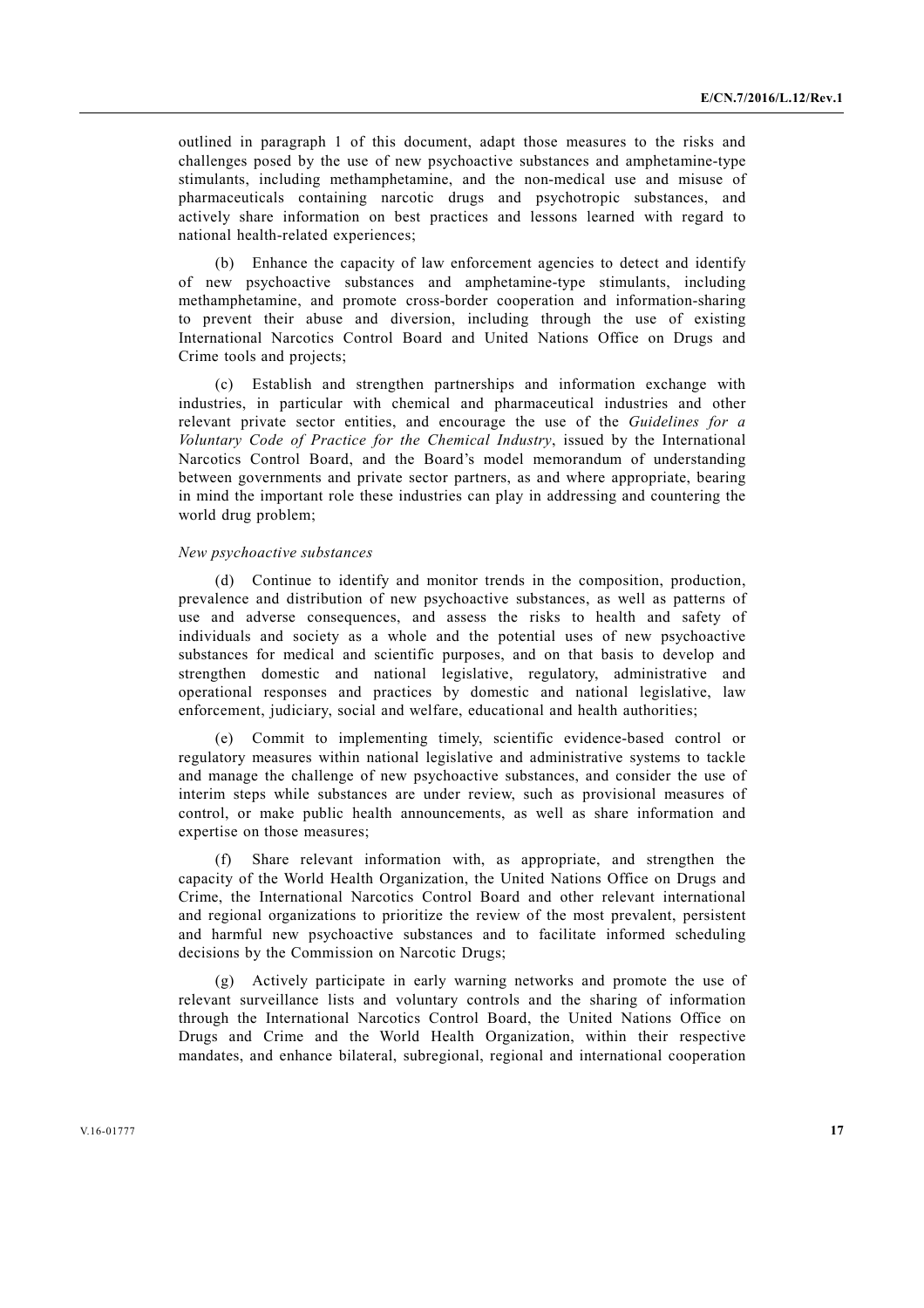outlined in paragraph 1 of this document, adapt those measures to the risks and challenges posed by the use of new psychoactive substances and amphetamine-type stimulants, including methamphetamine, and the non-medical use and misuse of pharmaceuticals containing narcotic drugs and psychotropic substances, and actively share information on best practices and lessons learned with regard to national health-related experiences;

(b) Enhance the capacity of law enforcement agencies to detect and identify of new psychoactive substances and amphetamine-type stimulants, including methamphetamine, and promote cross-border cooperation and information-sharing to prevent their abuse and diversion, including through the use of existing International Narcotics Control Board and United Nations Office on Drugs and Crime tools and projects;

(c) Establish and strengthen partnerships and information exchange with industries, in particular with chemical and pharmaceutical industries and other relevant private sector entities, and encourage the use of the *Guidelines for a Voluntary Code of Practice for the Chemical Industry*, issued by the International Narcotics Control Board, and the Board's model memorandum of understanding between governments and private sector partners, as and where appropriate, bearing in mind the important role these industries can play in addressing and countering the world drug problem;

*New psychoactive substances*

(d) Continue to identify and monitor trends in the composition, production, prevalence and distribution of new psychoactive substances, as well as patterns of use and adverse consequences, and assess the risks to health and safety of individuals and society as a whole and the potential uses of new psychoactive substances for medical and scientific purposes, and on that basis to develop and strengthen domestic and national legislative, regulatory, administrative and operational responses and practices by domestic and national legislative, law enforcement, judiciary, social and welfare, educational and health authorities;

(e) Commit to implementing timely, scientific evidence-based control or regulatory measures within national legislative and administrative systems to tackle and manage the challenge of new psychoactive substances, and consider the use of interim steps while substances are under review, such as provisional measures of control, or make public health announcements, as well as share information and expertise on those measures;

(f) Share relevant information with, as appropriate, and strengthen the capacity of the World Health Organization, the United Nations Office on Drugs and Crime, the International Narcotics Control Board and other relevant international and regional organizations to prioritize the review of the most prevalent, persistent and harmful new psychoactive substances and to facilitate informed scheduling decisions by the Commission on Narcotic Drugs;

(g) Actively participate in early warning networks and promote the use of relevant surveillance lists and voluntary controls and the sharing of information through the International Narcotics Control Board, the United Nations Office on Drugs and Crime and the World Health Organization, within their respective mandates, and enhance bilateral, subregional, regional and international cooperation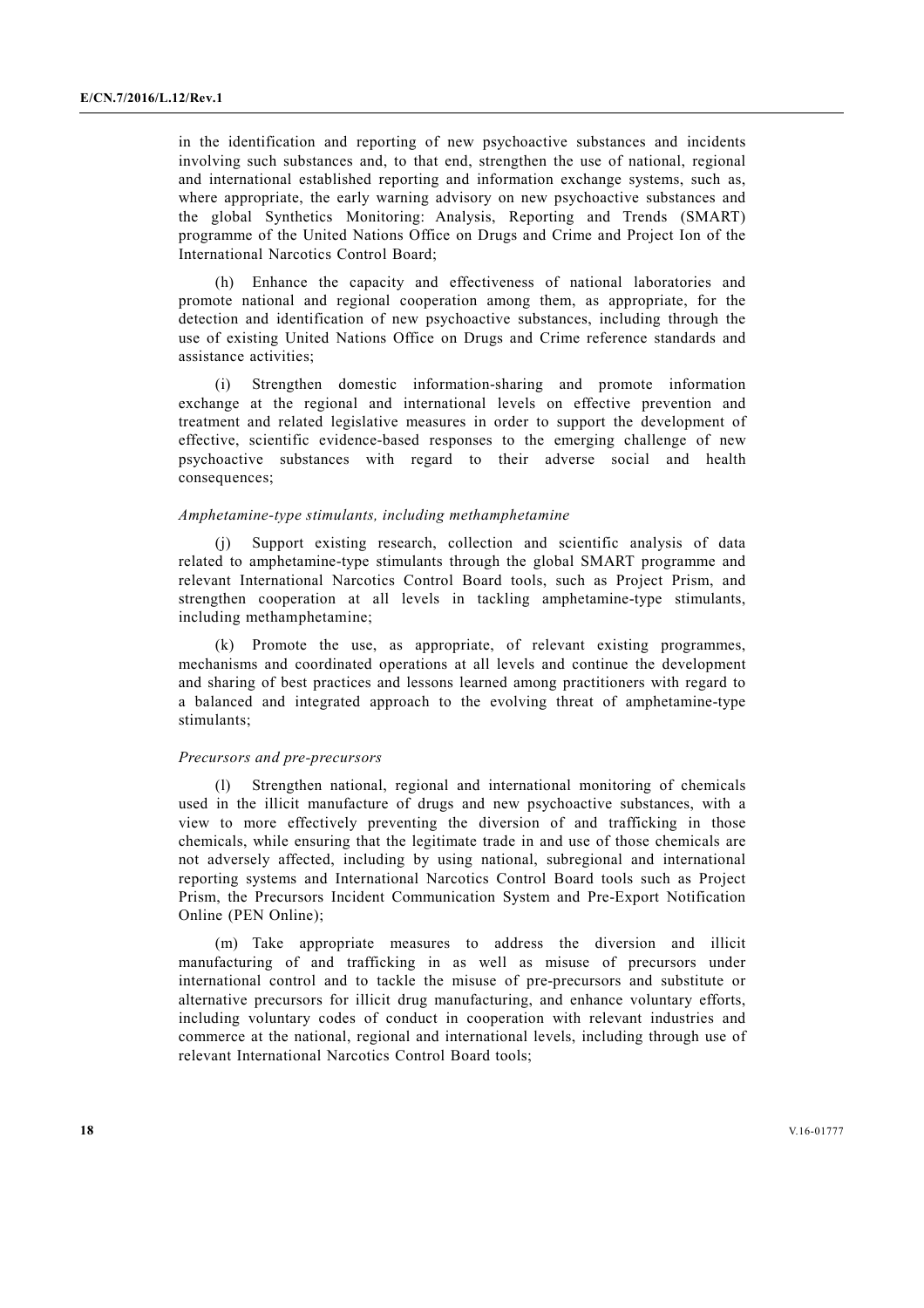in the identification and reporting of new psychoactive substances and incidents involving such substances and, to that end, strengthen the use of national, regional and international established reporting and information exchange systems, such as, where appropriate, the early warning advisory on new psychoactive substances and the global Synthetics Monitoring: Analysis, Reporting and Trends (SMART) programme of the United Nations Office on Drugs and Crime and Project Ion of the International Narcotics Control Board;

(h) Enhance the capacity and effectiveness of national laboratories and promote national and regional cooperation among them, as appropriate, for the detection and identification of new psychoactive substances, including through the use of existing United Nations Office on Drugs and Crime reference standards and assistance activities;

(i) Strengthen domestic information-sharing and promote information exchange at the regional and international levels on effective prevention and treatment and related legislative measures in order to support the development of effective, scientific evidence-based responses to the emerging challenge of new psychoactive substances with regard to their adverse social and health consequences;

*Amphetamine-type stimulants, including methamphetamine*

(j) Support existing research, collection and scientific analysis of data related to amphetamine-type stimulants through the global SMART programme and relevant International Narcotics Control Board tools, such as Project Prism, and strengthen cooperation at all levels in tackling amphetamine-type stimulants, including methamphetamine;

(k) Promote the use, as appropriate, of relevant existing programmes, mechanisms and coordinated operations at all levels and continue the development and sharing of best practices and lessons learned among practitioners with regard to a balanced and integrated approach to the evolving threat of amphetamine-type stimulants;

*Precursors and pre-precursors*

(l) Strengthen national, regional and international monitoring of chemicals used in the illicit manufacture of drugs and new psychoactive substances, with a view to more effectively preventing the diversion of and trafficking in those chemicals, while ensuring that the legitimate trade in and use of those chemicals are not adversely affected, including by using national, subregional and international reporting systems and International Narcotics Control Board tools such as Project Prism, the Precursors Incident Communication System and Pre-Export Notification Online (PEN Online);

(m) Take appropriate measures to address the diversion and illicit manufacturing of and trafficking in as well as misuse of precursors under international control and to tackle the misuse of pre-precursors and substitute or alternative precursors for illicit drug manufacturing, and enhance voluntary efforts, including voluntary codes of conduct in cooperation with relevant industries and commerce at the national, regional and international levels, including through use of relevant International Narcotics Control Board tools;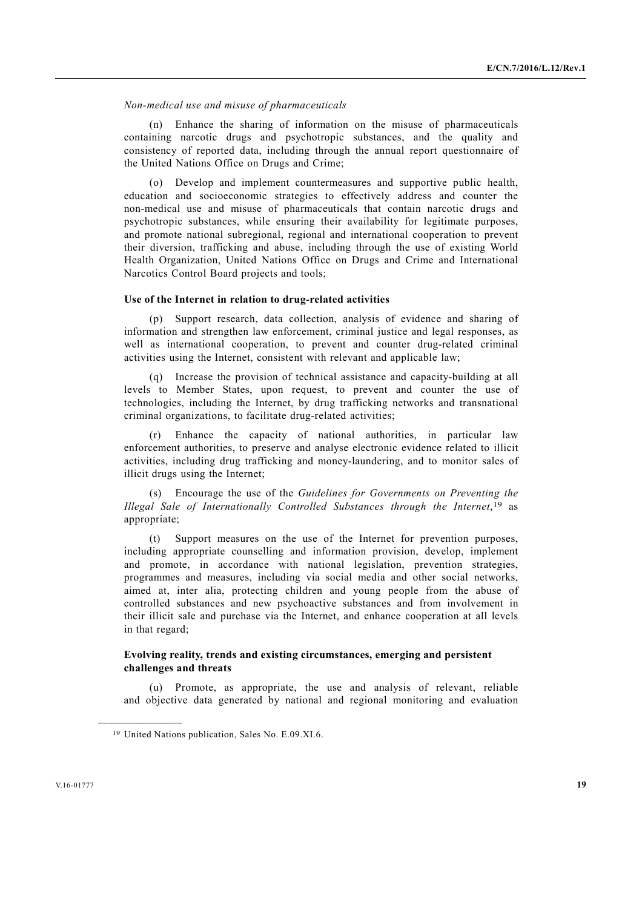*Non-medical use and misuse of pharmaceuticals*

(n) Enhance the sharing of information on the misuse of pharmaceuticals containing narcotic drugs and psychotropic substances, and the quality and consistency of reported data, including through the annual report questionnaire of the United Nations Office on Drugs and Crime;

(o) Develop and implement countermeasures and supportive public health, education and socioeconomic strategies to effectively address and counter the non-medical use and misuse of pharmaceuticals that contain narcotic drugs and psychotropic substances, while ensuring their availability for legitimate purposes, and promote national subregional, regional and international cooperation to prevent their diversion, trafficking and abuse, including through the use of existing World Health Organization, United Nations Office on Drugs and Crime and International Narcotics Control Board projects and tools;

**Use of the Internet in relation to drug-related activities**

(p) Support research, data collection, analysis of evidence and sharing of information and strengthen law enforcement, criminal justice and legal responses, as well as international cooperation, to prevent and counter drug-related criminal activities using the Internet, consistent with relevant and applicable law;

(q) Increase the provision of technical assistance and capacity-building at all levels to Member States, upon request, to prevent and counter the use of technologies, including the Internet, by drug trafficking networks and transnational criminal organizations, to facilitate drug-related activities;

(r) Enhance the capacity of national authorities, in particular law enforcement authorities, to preserve and analyse electronic evidence related to illicit activities, including drug trafficking and money-laundering, and to monitor sales of illicit drugs using the Internet;

(s) Encourage the use of the *Guidelines for Governments on Preventing the Illegal Sale of Internationally Controlled Substances through the Internet*,[19] as appropriate;

(t) Support measures on the use of the Internet for prevention purposes, including appropriate counselling and information provision, develop, implement and promote, in accordance with national legislation, prevention strategies, programmes and measures, including via social media and other social networks, aimed at, inter alia, protecting children and young people from the abuse of controlled substances and new psychoactive substances and from involvement in their illicit sale and purchase via the Internet, and enhance cooperation at all levels in that regard;

**Evolving reality, trends and existing circumstances, emerging and persistent challenges and threats**

(u) Promote, as appropriate, the use and analysis of relevant, reliable and objective data generated by national and regional monitoring and evaluation

---

[19] United Nations publication, Sales No. E.09.XI.6.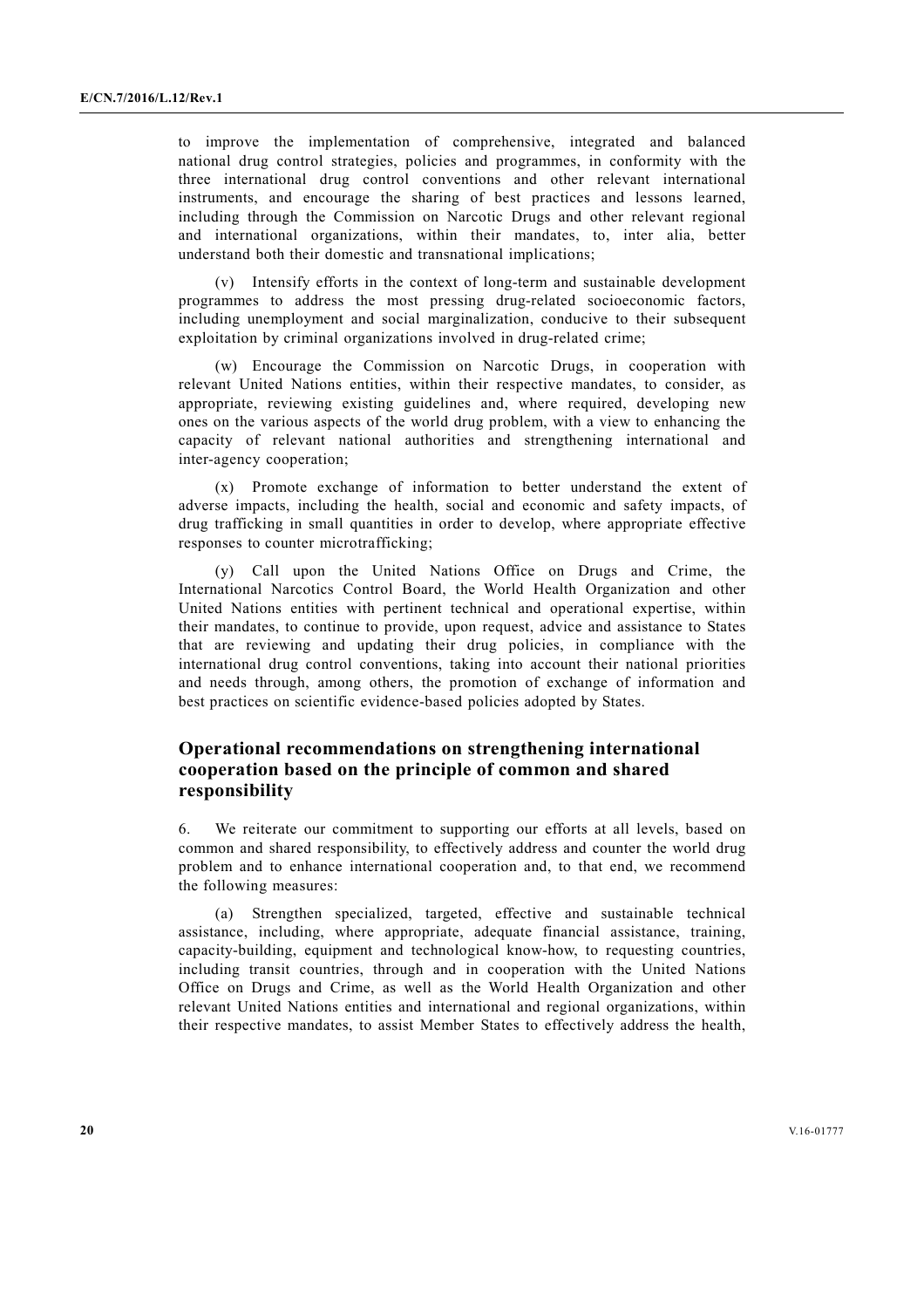to improve the implementation of comprehensive, integrated and balanced national drug control strategies, policies and programmes, in conformity with the three international drug control conventions and other relevant international instruments, and encourage the sharing of best practices and lessons learned, including through the Commission on Narcotic Drugs and other relevant regional and international organizations, within their mandates, to, inter alia, better understand both their domestic and transnational implications;

(v) Intensify efforts in the context of long-term and sustainable development programmes to address the most pressing drug-related socioeconomic factors, including unemployment and social marginalization, conducive to their subsequent exploitation by criminal organizations involved in drug-related crime;

(w) Encourage the Commission on Narcotic Drugs, in cooperation with relevant United Nations entities, within their respective mandates, to consider, as appropriate, reviewing existing guidelines and, where required, developing new ones on the various aspects of the world drug problem, with a view to enhancing the capacity of relevant national authorities and strengthening international and inter-agency cooperation;

(x) Promote exchange of information to better understand the extent of adverse impacts, including the health, social and economic and safety impacts, of drug trafficking in small quantities in order to develop, where appropriate effective responses to counter microtrafficking;

(y) Call upon the United Nations Office on Drugs and Crime, the International Narcotics Control Board, the World Health Organization and other United Nations entities with pertinent technical and operational expertise, within their mandates, to continue to provide, upon request, advice and assistance to States that are reviewing and updating their drug policies, in compliance with the international drug control conventions, taking into account their national priorities and needs through, among others, the promotion of exchange of information and best practices on scientific evidence-based policies adopted by States.

## Operational recommendations on strengthening international cooperation based on the principle of common and shared responsibility

6. We reiterate our commitment to supporting our efforts at all levels, based on common and shared responsibility, to effectively address and counter the world drug problem and to enhance international cooperation and, to that end, we recommend the following measures:

(a) Strengthen specialized, targeted, effective and sustainable technical assistance, including, where appropriate, adequate financial assistance, training, capacity-building, equipment and technological know-how, to requesting countries, including transit countries, through and in cooperation with the United Nations Office on Drugs and Crime, as well as the World Health Organization and other relevant United Nations entities and international and regional organizations, within their respective mandates, to assist Member States to effectively address the health,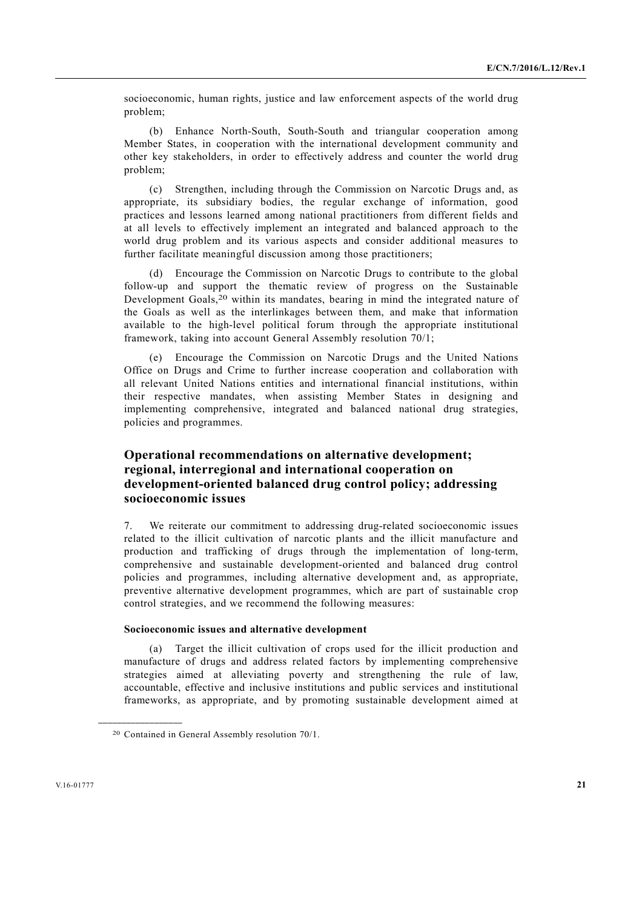socioeconomic, human rights, justice and law enforcement aspects of the world drug problem;

(b) Enhance North-South, South-South and triangular cooperation among Member States, in cooperation with the international development community and other key stakeholders, in order to effectively address and counter the world drug problem;

(c) Strengthen, including through the Commission on Narcotic Drugs and, as appropriate, its subsidiary bodies, the regular exchange of information, good practices and lessons learned among national practitioners from different fields and at all levels to effectively implement an integrated and balanced approach to the world drug problem and its various aspects and consider additional measures to further facilitate meaningful discussion among those practitioners;

(d) Encourage the Commission on Narcotic Drugs to contribute to the global follow-up and support the thematic review of progress on the Sustainable Development Goals,[20] within its mandates, bearing in mind the integrated nature of the Goals as well as the interlinkages between them, and make that information available to the high-level political forum through the appropriate institutional framework, taking into account General Assembly resolution 70/1;

(e) Encourage the Commission on Narcotic Drugs and the United Nations Office on Drugs and Crime to further increase cooperation and collaboration with all relevant United Nations entities and international financial institutions, within their respective mandates, when assisting Member States in designing and implementing comprehensive, integrated and balanced national drug strategies, policies and programmes.

## Operational recommendations on alternative development; regional, interregional and international cooperation on development-oriented balanced drug control policy; addressing socioeconomic issues

7. We reiterate our commitment to addressing drug-related socioeconomic issues related to the illicit cultivation of narcotic plants and the illicit manufacture and production and trafficking of drugs through the implementation of long-term, comprehensive and sustainable development-oriented and balanced drug control policies and programmes, including alternative development and, as appropriate, preventive alternative development programmes, which are part of sustainable crop control strategies, and we recommend the following measures:

#### Socioeconomic issues and alternative development

(a) Target the illicit cultivation of crops used for the illicit production and manufacture of drugs and address related factors by implementing comprehensive strategies aimed at alleviating poverty and strengthening the rule of law, accountable, effective and inclusive institutions and public services and institutional frameworks, as appropriate, and by promoting sustainable development aimed at

---

[20] Contained in General Assembly resolution 70/1.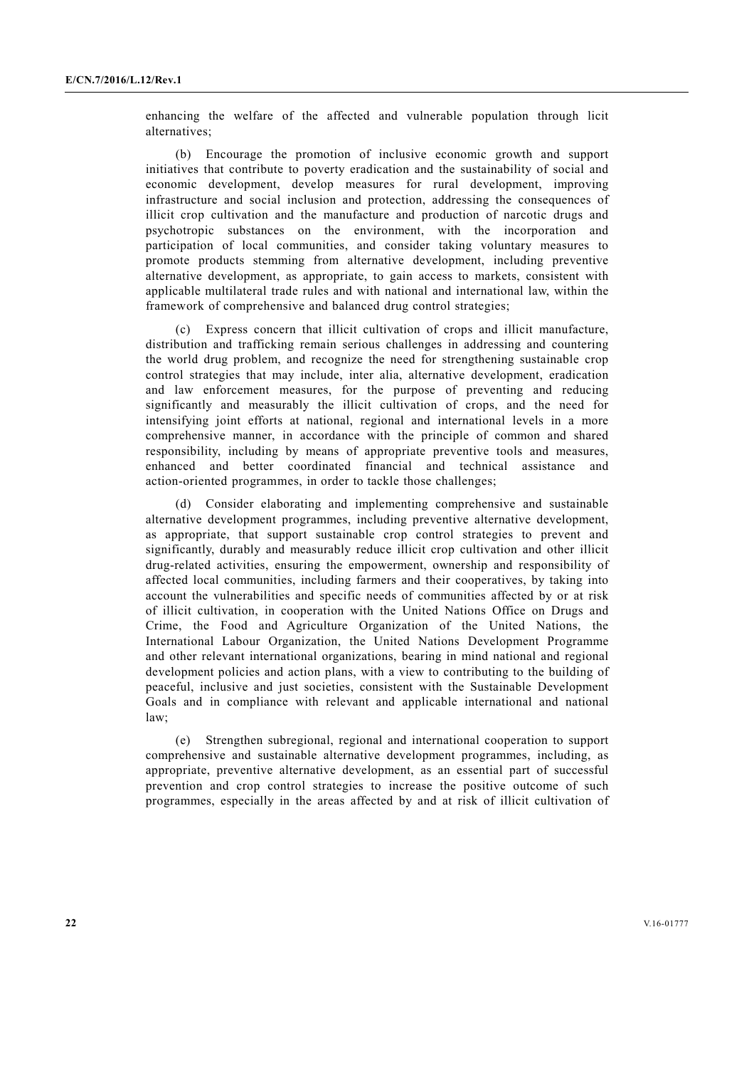enhancing the welfare of the affected and vulnerable population through licit alternatives;

(b) Encourage the promotion of inclusive economic growth and support initiatives that contribute to poverty eradication and the sustainability of social and economic development, develop measures for rural development, improving infrastructure and social inclusion and protection, addressing the consequences of illicit crop cultivation and the manufacture and production of narcotic drugs and psychotropic substances on the environment, with the incorporation and participation of local communities, and consider taking voluntary measures to promote products stemming from alternative development, including preventive alternative development, as appropriate, to gain access to markets, consistent with applicable multilateral trade rules and with national and international law, within the framework of comprehensive and balanced drug control strategies;

(c) Express concern that illicit cultivation of crops and illicit manufacture, distribution and trafficking remain serious challenges in addressing and countering the world drug problem, and recognize the need for strengthening sustainable crop control strategies that may include, inter alia, alternative development, eradication and law enforcement measures, for the purpose of preventing and reducing significantly and measurably the illicit cultivation of crops, and the need for intensifying joint efforts at national, regional and international levels in a more comprehensive manner, in accordance with the principle of common and shared responsibility, including by means of appropriate preventive tools and measures, enhanced and better coordinated financial and technical assistance and action-oriented programmes, in order to tackle those challenges;

(d) Consider elaborating and implementing comprehensive and sustainable alternative development programmes, including preventive alternative development, as appropriate, that support sustainable crop control strategies to prevent and significantly, durably and measurably reduce illicit crop cultivation and other illicit drug-related activities, ensuring the empowerment, ownership and responsibility of affected local communities, including farmers and their cooperatives, by taking into account the vulnerabilities and specific needs of communities affected by or at risk of illicit cultivation, in cooperation with the United Nations Office on Drugs and Crime, the Food and Agriculture Organization of the United Nations, the International Labour Organization, the United Nations Development Programme and other relevant international organizations, bearing in mind national and regional development policies and action plans, with a view to contributing to the building of peaceful, inclusive and just societies, consistent with the Sustainable Development Goals and in compliance with relevant and applicable international and national law;

(e) Strengthen subregional, regional and international cooperation to support comprehensive and sustainable alternative development programmes, including, as appropriate, preventive alternative development, as an essential part of successful prevention and crop control strategies to increase the positive outcome of such programmes, especially in the areas affected by and at risk of illicit cultivation of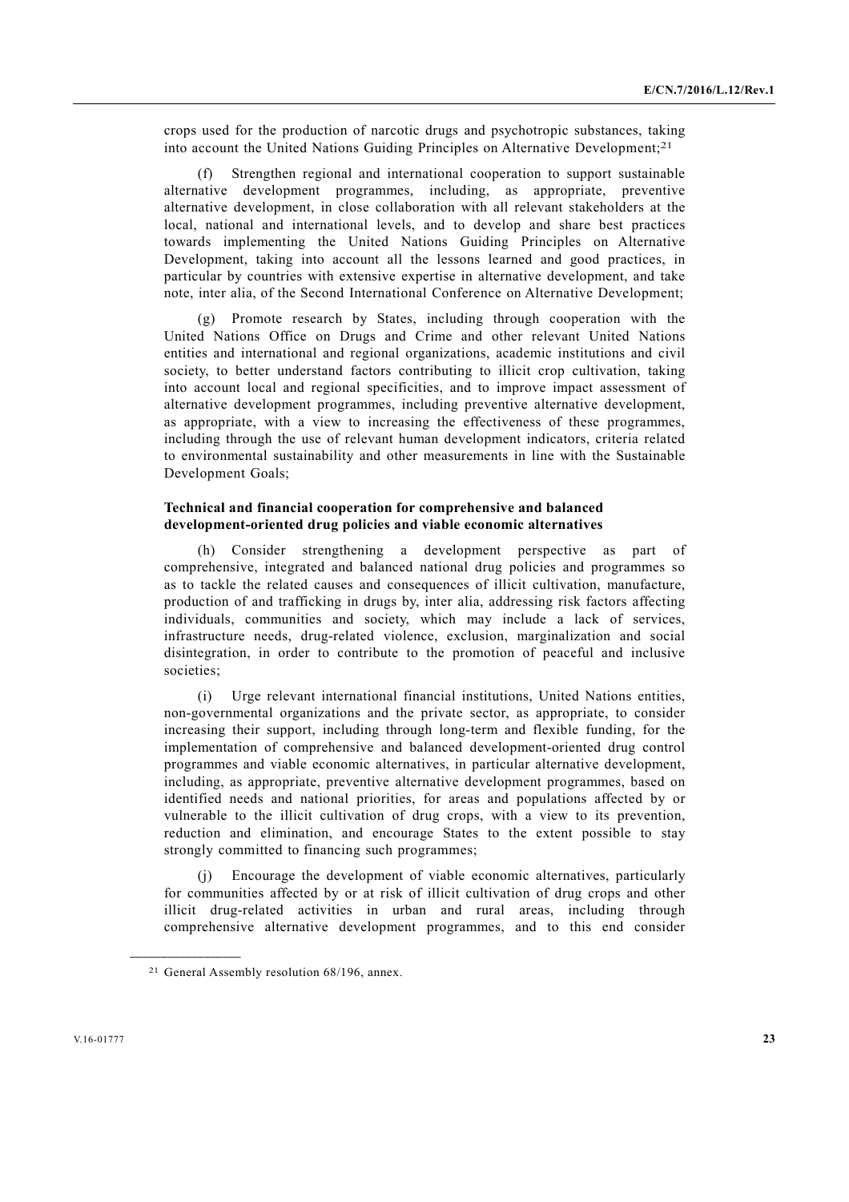crops used for the production of narcotic drugs and psychotropic substances, taking into account the United Nations Guiding Principles on Alternative Development;[21]

(f) Strengthen regional and international cooperation to support sustainable alternative development programmes, including, as appropriate, preventive alternative development, in close collaboration with all relevant stakeholders at the local, national and international levels, and to develop and share best practices towards implementing the United Nations Guiding Principles on Alternative Development, taking into account all the lessons learned and good practices, in particular by countries with extensive expertise in alternative development, and take note, inter alia, of the Second International Conference on Alternative Development;

(g) Promote research by States, including through cooperation with the United Nations Office on Drugs and Crime and other relevant United Nations entities and international and regional organizations, academic institutions and civil society, to better understand factors contributing to illicit crop cultivation, taking into account local and regional specificities, and to improve impact assessment of alternative development programmes, including preventive alternative development, as appropriate, with a view to increasing the effectiveness of these programmes, including through the use of relevant human development indicators, criteria related to environmental sustainability and other measurements in line with the Sustainable Development Goals;

**Technical and financial cooperation for comprehensive and balanced development-oriented drug policies and viable economic alternatives**

(h) Consider strengthening a development perspective as part of comprehensive, integrated and balanced national drug policies and programmes so as to tackle the related causes and consequences of illicit cultivation, manufacture, production of and trafficking in drugs by, inter alia, addressing risk factors affecting individuals, communities and society, which may include a lack of services, infrastructure needs, drug-related violence, exclusion, marginalization and social disintegration, in order to contribute to the promotion of peaceful and inclusive societies;

(i) Urge relevant international financial institutions, United Nations entities, non-governmental organizations and the private sector, as appropriate, to consider increasing their support, including through long-term and flexible funding, for the implementation of comprehensive and balanced development-oriented drug control programmes and viable economic alternatives, in particular alternative development, including, as appropriate, preventive alternative development programmes, based on identified needs and national priorities, for areas and populations affected by or vulnerable to the illicit cultivation of drug crops, with a view to its prevention, reduction and elimination, and encourage States to the extent possible to stay strongly committed to financing such programmes;

(j) Encourage the development of viable economic alternatives, particularly for communities affected by or at risk of illicit cultivation of drug crops and other illicit drug-related activities in urban and rural areas, including through comprehensive alternative development programmes, and to this end consider

---

[21] General Assembly resolution 68/196, annex.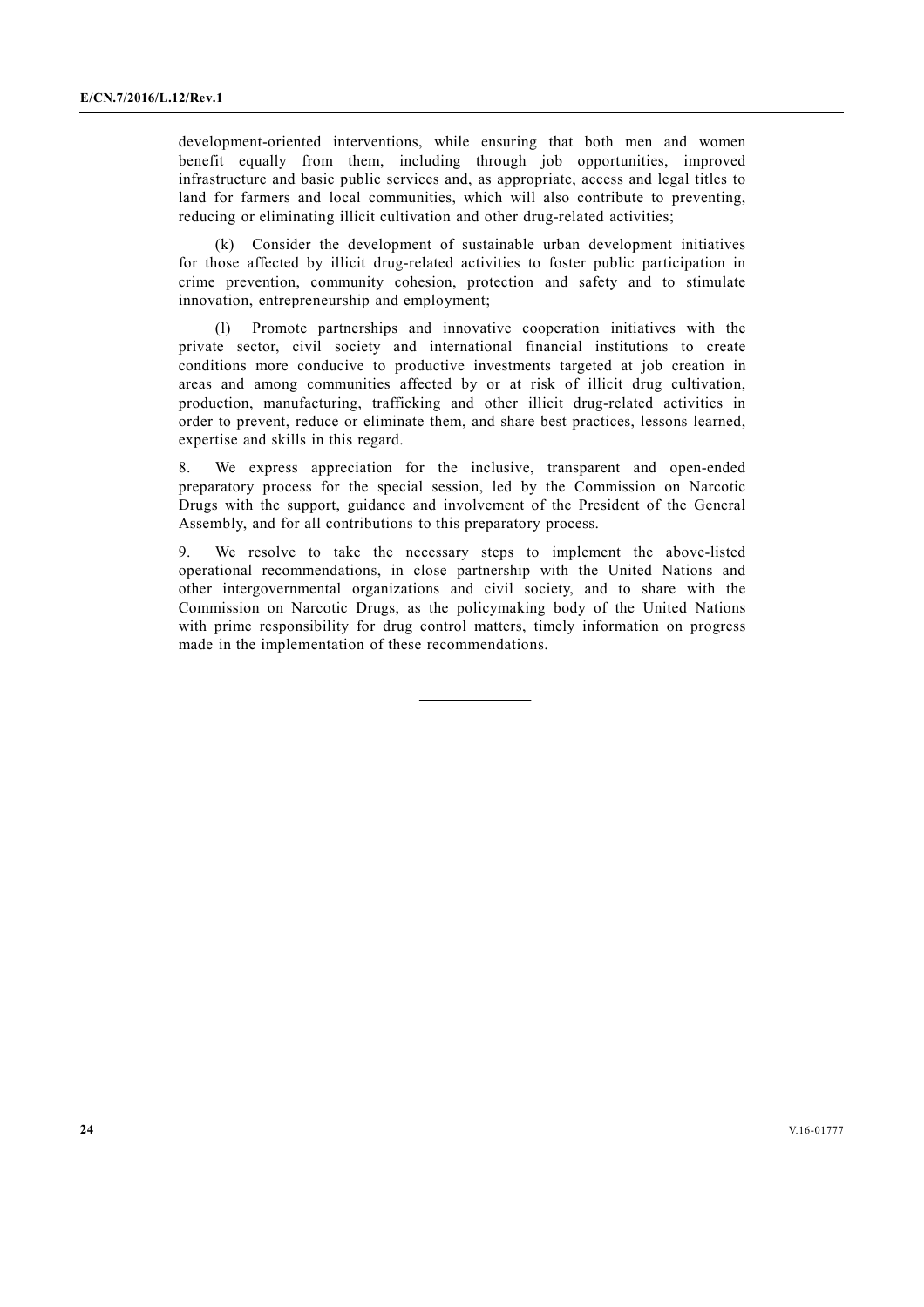development-oriented interventions, while ensuring that both men and women benefit equally from them, including through job opportunities, improved infrastructure and basic public services and, as appropriate, access and legal titles to land for farmers and local communities, which will also contribute to preventing, reducing or eliminating illicit cultivation and other drug-related activities;

(k) Consider the development of sustainable urban development initiatives for those affected by illicit drug-related activities to foster public participation in crime prevention, community cohesion, protection and safety and to stimulate innovation, entrepreneurship and employment;

(l) Promote partnerships and innovative cooperation initiatives with the private sector, civil society and international financial institutions to create conditions more conducive to productive investments targeted at job creation in areas and among communities affected by or at risk of illicit drug cultivation, production, manufacturing, trafficking and other illicit drug-related activities in order to prevent, reduce or eliminate them, and share best practices, lessons learned, expertise and skills in this regard.

8. We express appreciation for the inclusive, transparent and open-ended preparatory process for the special session, led by the Commission on Narcotic Drugs with the support, guidance and involvement of the President of the General Assembly, and for all contributions to this preparatory process.

9. We resolve to take the necessary steps to implement the above-listed operational recommendations, in close partnership with the United Nations and other intergovernmental organizations and civil society, and to share with the Commission on Narcotic Drugs, as the policymaking body of the United Nations with prime responsibility for drug control matters, timely information on progress made in the implementation of these recommendations.